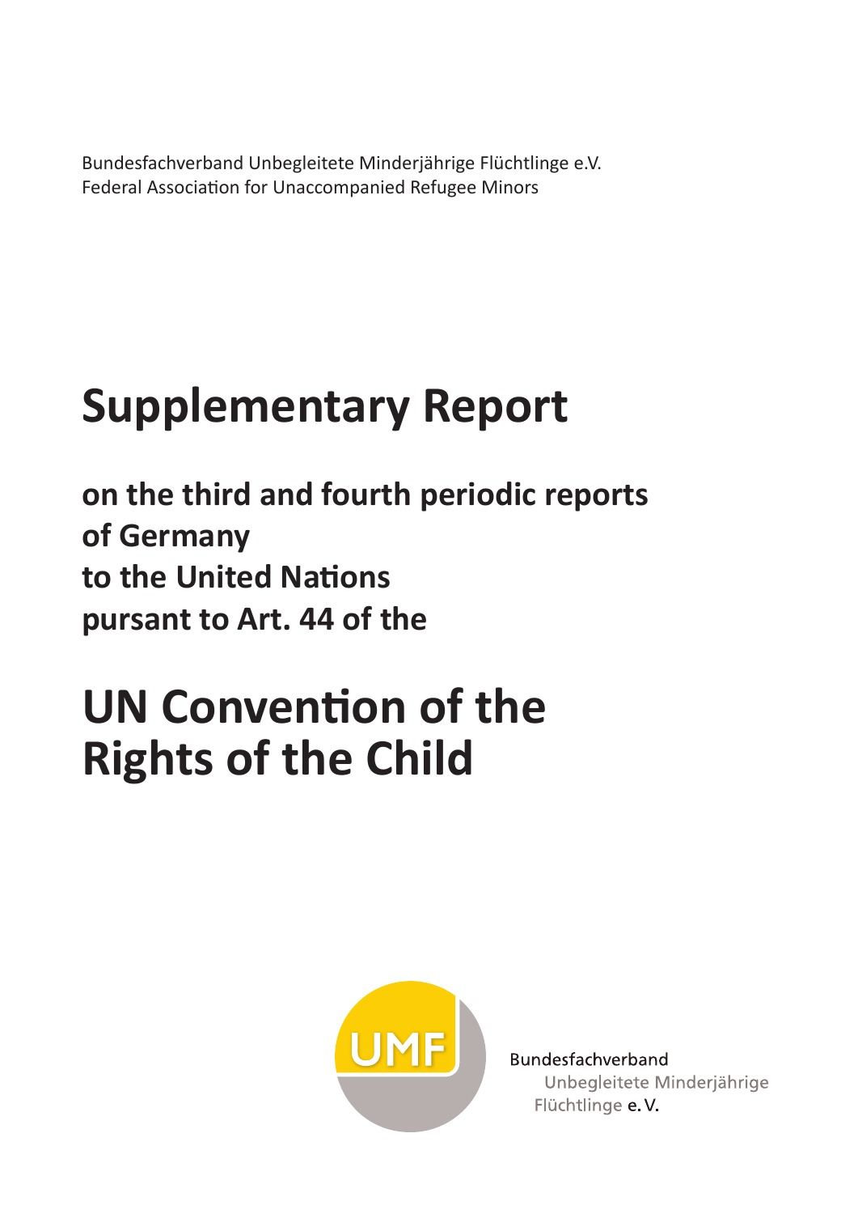Bundesfachverband Unbegleitete Minderjährige Flüchtlinge e.V.
Federal Association for Unaccompanied Refugee Minors

# Supplementary Report

## on the third and fourth periodic reports of Germany to the United Nations pursant to Art. 44 of the

# UN Convention of the Rights of the Child

UMF

Bundesfachverband Unbegleitete Minderjährige Flüchtlinge e. V.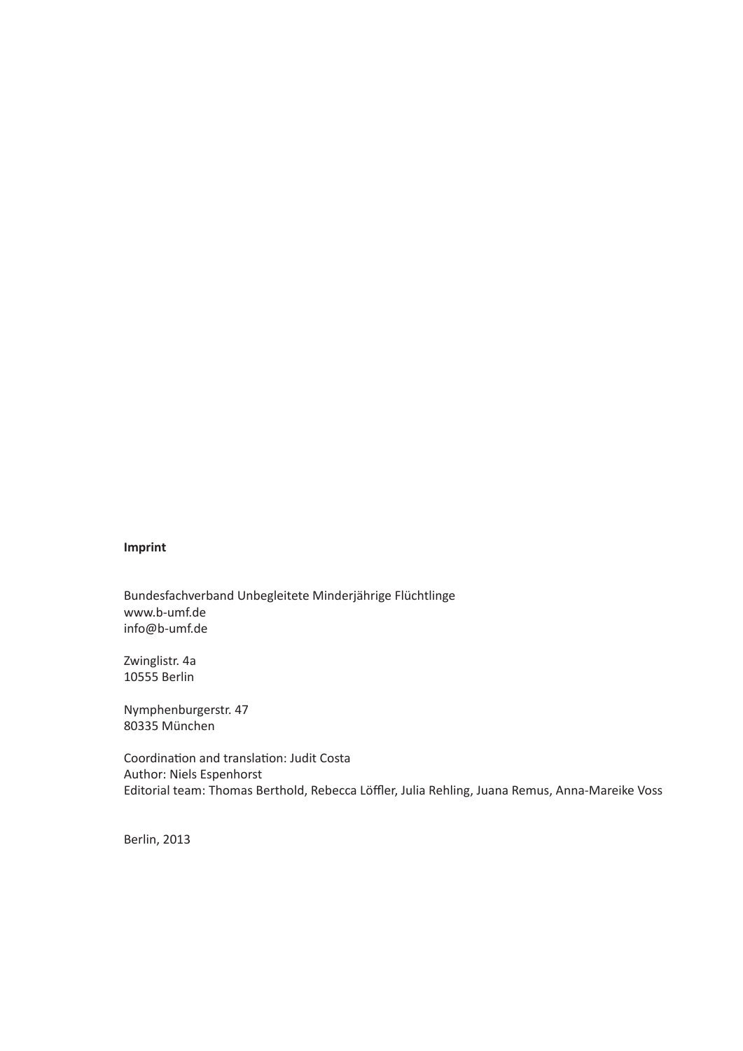**Imprint**

Bundesfachverband Unbegleitete Minderjährige Flüchtlinge
www.b-umf.de
info@b-umf.de

Zwinglistr. 4a
10555 Berlin

Nymphenburgerstr. 47
80335 München

Coordination and translation: Judit Costa
Author: Niels Espenhorst
Editorial team: Thomas Berthold, Rebecca Löffler, Julia Rehling, Juana Remus, Anna-Mareike Voss

Berlin, 2013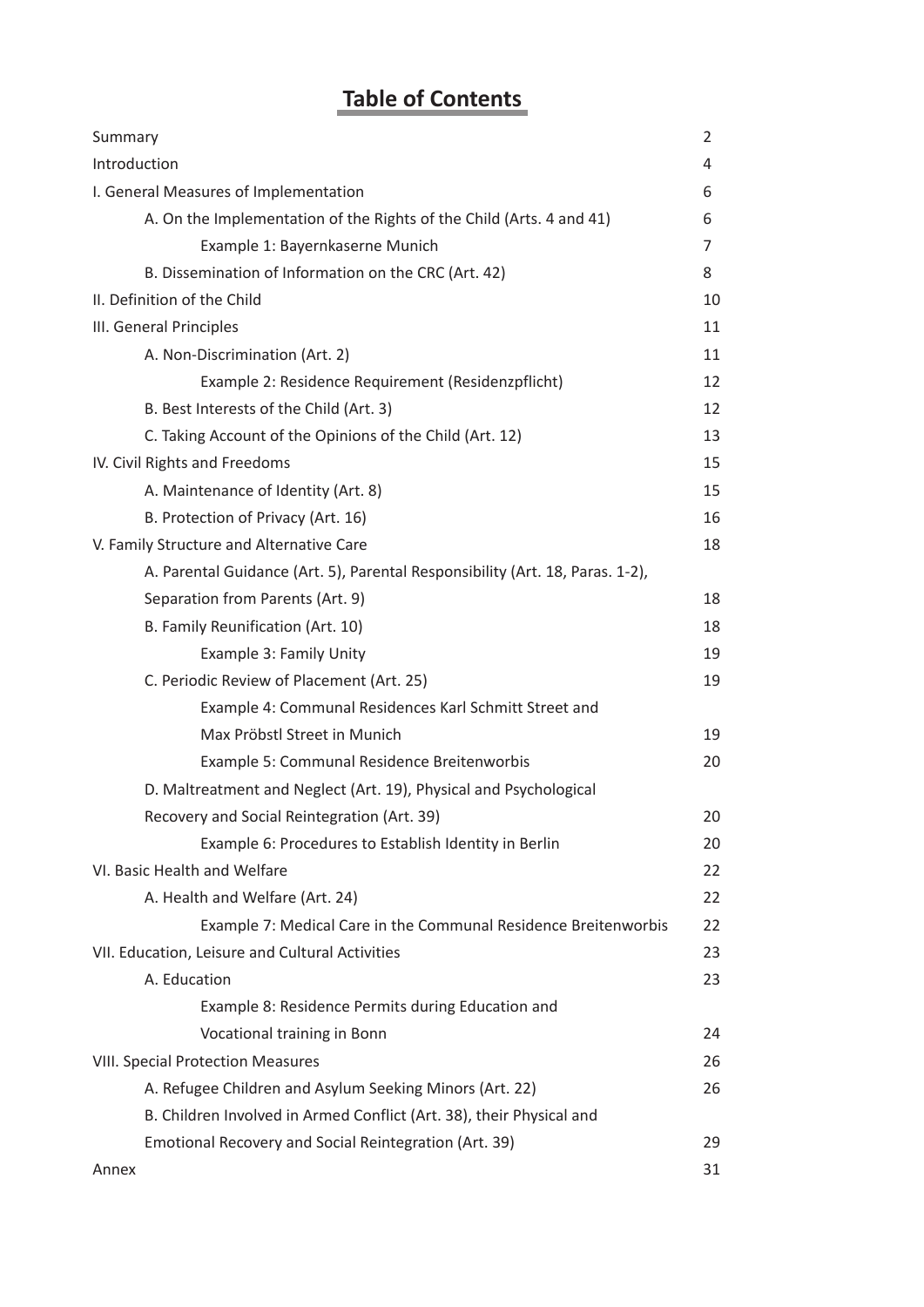# Table of Contents

| | |
|---|---|
| Summary | 2 |
| Introduction | 4 |
| I. General Measures of Implementation | 6 |
| A. On the Implementation of the Rights of the Child (Arts. 4 and 41) | 6 |
| Example 1: Bayernkaserne Munich | 7 |
| B. Dissemination of Information on the CRC (Art. 42) | 8 |
| II. Definition of the Child | 10 |
| III. General Principles | 11 |
| A. Non-Discrimination (Art. 2) | 11 |
| Example 2: Residence Requirement (Residenzpflicht) | 12 |
| B. Best Interests of the Child (Art. 3) | 12 |
| C. Taking Account of the Opinions of the Child (Art. 12) | 13 |
| IV. Civil Rights and Freedoms | 15 |
| A. Maintenance of Identity (Art. 8) | 15 |
| B. Protection of Privacy (Art. 16) | 16 |
| V. Family Structure and Alternative Care | 18 |
| A. Parental Guidance (Art. 5), Parental Responsibility (Art. 18, Paras. 1-2), Separation from Parents (Art. 9) | 18 |
| B. Family Reunification (Art. 10) | 18 |
| Example 3: Family Unity | 19 |
| C. Periodic Review of Placement (Art. 25) | 19 |
| Example 4: Communal Residences Karl Schmitt Street and Max Pröbstl Street in Munich | 19 |
| Example 5: Communal Residence Breitenworbis | 20 |
| D. Maltreatment and Neglect (Art. 19), Physical and Psychological Recovery and Social Reintegration (Art. 39) | 20 |
| Example 6: Procedures to Establish Identity in Berlin | 20 |
| VI. Basic Health and Welfare | 22 |
| A. Health and Welfare (Art. 24) | 22 |
| Example 7: Medical Care in the Communal Residence Breitenworbis | 22 |
| VII. Education, Leisure and Cultural Activities | 23 |
| A. Education | 23 |
| Example 8: Residence Permits during Education and Vocational training in Bonn | 24 |
| VIII. Special Protection Measures | 26 |
| A. Refugee Children and Asylum Seeking Minors (Art. 22) | 26 |
| B. Children Involved in Armed Conflict (Art. 38), their Physical and Emotional Recovery and Social Reintegration (Art. 39) | 29 |
| Annex | 31 |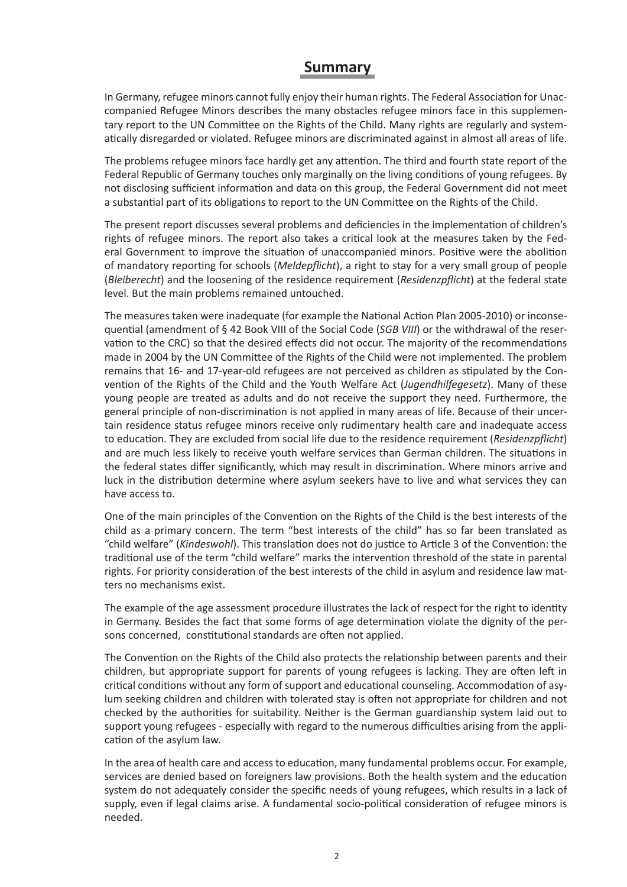# Summary

In Germany, refugee minors cannot fully enjoy their human rights. The Federal Association for Unaccompanied Refugee Minors describes the many obstacles refugee minors face in this supplementary report to the UN Committee on the Rights of the Child. Many rights are regularly and systematically disregarded or violated. Refugee minors are discriminated against in almost all areas of life.

The problems refugee minors face hardly get any attention. The third and fourth state report of the Federal Republic of Germany touches only marginally on the living conditions of young refugees. By not disclosing sufficient information and data on this group, the Federal Government did not meet a substantial part of its obligations to report to the UN Committee on the Rights of the Child.

The present report discusses several problems and deficiencies in the implementation of children's rights of refugee minors. The report also takes a critical look at the measures taken by the Federal Government to improve the situation of unaccompanied minors. Positive were the abolition of mandatory reporting for schools (*Meldepflicht*), a right to stay for a very small group of people (*Bleiberecht*) and the loosening of the residence requirement (*Residenzpflicht*) at the federal state level. But the main problems remained untouched.

The measures taken were inadequate (for example the National Action Plan 2005-2010) or inconsequential (amendment of § 42 Book VIII of the Social Code (*SGB VIII*) or the withdrawal of the reservation to the CRC) so that the desired effects did not occur. The majority of the recommendations made in 2004 by the UN Committee of the Rights of the Child were not implemented. The problem remains that 16- and 17-year-old refugees are not perceived as children as stipulated by the Convention of the Rights of the Child and the Youth Welfare Act (*Jugendhilfegesetz*). Many of these young people are treated as adults and do not receive the support they need. Furthermore, the general principle of non-discrimination is not applied in many areas of life. Because of their uncertain residence status refugee minors receive only rudimentary health care and inadequate access to education. They are excluded from social life due to the residence requirement (*Residenzpflicht*) and are much less likely to receive youth welfare services than German children. The situations in the federal states differ significantly, which may result in discrimination. Where minors arrive and luck in the distribution determine where asylum seekers have to live and what services they can have access to.

One of the main principles of the Convention on the Rights of the Child is the best interests of the child as a primary concern. The term "best interests of the child" has so far been translated as "child welfare" (*Kindeswohl*). This translation does not do justice to Article 3 of the Convention: the traditional use of the term "child welfare" marks the intervention threshold of the state in parental rights. For priority consideration of the best interests of the child in asylum and residence law matters no mechanisms exist.

The example of the age assessment procedure illustrates the lack of respect for the right to identity in Germany. Besides the fact that some forms of age determination violate the dignity of the persons concerned, constitutional standards are often not applied.

The Convention on the Rights of the Child also protects the relationship between parents and their children, but appropriate support for parents of young refugees is lacking. They are often left in critical conditions without any form of support and educational counseling. Accommodation of asylum seeking children and children with tolerated stay is often not appropriate for children and not checked by the authorities for suitability. Neither is the German guardianship system laid out to support young refugees - especially with regard to the numerous difficulties arising from the application of the asylum law.

In the area of health care and access to education, many fundamental problems occur. For example, services are denied based on foreigners law provisions. Both the health system and the education system do not adequately consider the specific needs of young refugees, which results in a lack of supply, even if legal claims arise. A fundamental socio-political consideration of refugee minors is needed.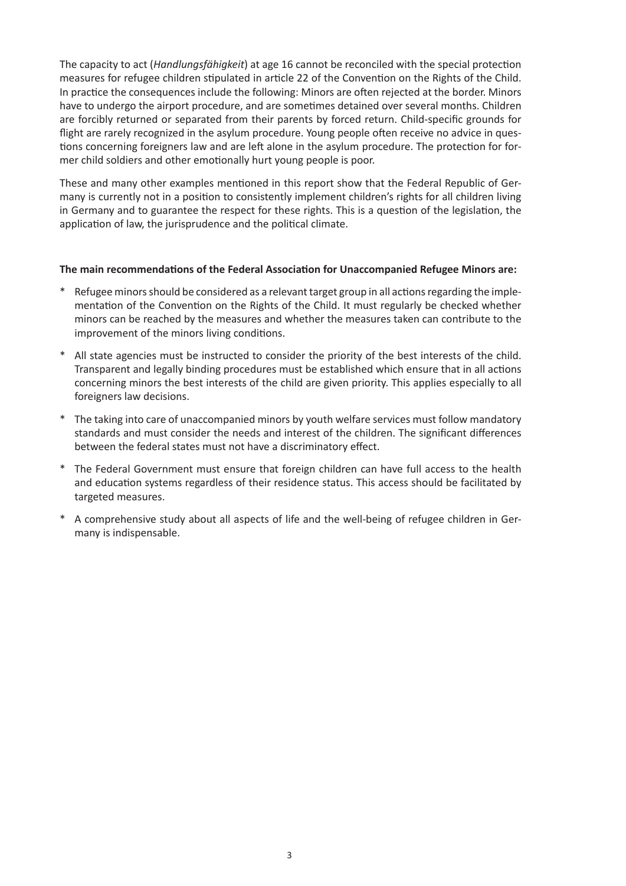The capacity to act (*Handlungsfähigkeit*) at age 16 cannot be reconciled with the special protection measures for refugee children stipulated in article 22 of the Convention on the Rights of the Child. In practice the consequences include the following: Minors are often rejected at the border. Minors have to undergo the airport procedure, and are sometimes detained over several months. Children are forcibly returned or separated from their parents by forced return. Child-specific grounds for flight are rarely recognized in the asylum procedure. Young people often receive no advice in questions concerning foreigners law and are left alone in the asylum procedure. The protection for former child soldiers and other emotionally hurt young people is poor.

These and many other examples mentioned in this report show that the Federal Republic of Germany is currently not in a position to consistently implement children's rights for all children living in Germany and to guarantee the respect for these rights. This is a question of the legislation, the application of law, the jurisprudence and the political climate.

**The main recommendations of the Federal Association for Unaccompanied Refugee Minors are:**

* Refugee minors should be considered as a relevant target group in all actions regarding the implementation of the Convention on the Rights of the Child. It must regularly be checked whether minors can be reached by the measures and whether the measures taken can contribute to the improvement of the minors living conditions.
* All state agencies must be instructed to consider the priority of the best interests of the child. Transparent and legally binding procedures must be established which ensure that in all actions concerning minors the best interests of the child are given priority. This applies especially to all foreigners law decisions.
* The taking into care of unaccompanied minors by youth welfare services must follow mandatory standards and must consider the needs and interest of the children. The significant differences between the federal states must not have a discriminatory effect.
* The Federal Government must ensure that foreign children can have full access to the health and education systems regardless of their residence status. This access should be facilitated by targeted measures.
* A comprehensive study about all aspects of life and the well-being of refugee children in Germany is indispensable.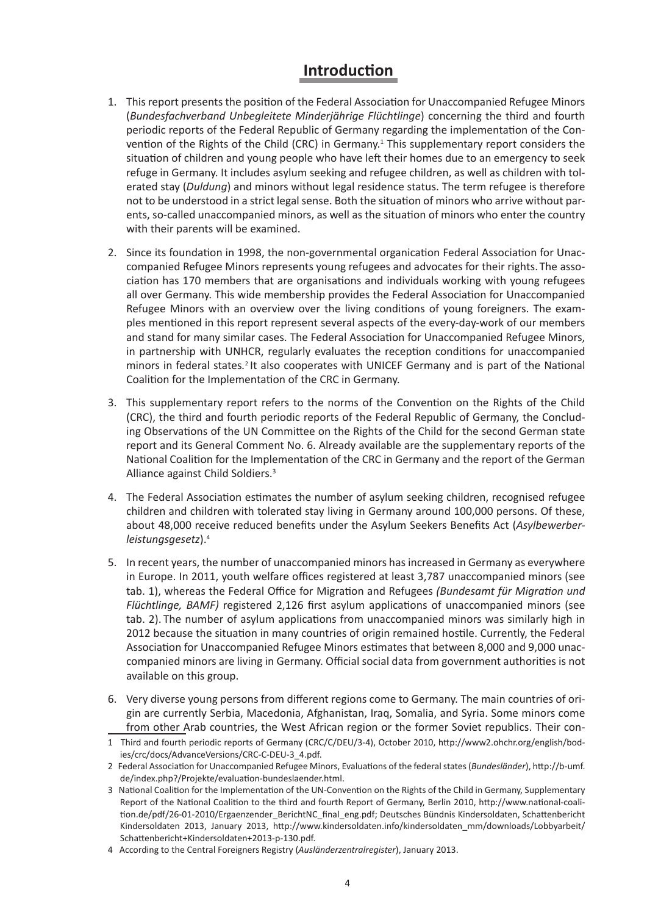# Introduction

1. This report presents the position of the Federal Association for Unaccompanied Refugee Minors (*Bundesfachverband Unbegleitete Minderjährige Flüchtlinge*) concerning the third and fourth periodic reports of the Federal Republic of Germany regarding the implementation of the Convention of the Rights of the Child (CRC) in Germany.[1] This supplementary report considers the situation of children and young people who have left their homes due to an emergency to seek refuge in Germany. It includes asylum seeking and refugee children, as well as children with tolerated stay (*Duldung*) and minors without legal residence status. The term refugee is therefore not to be understood in a strict legal sense. Both the situation of minors who arrive without parents, so-called unaccompanied minors, as well as the situation of minors who enter the country with their parents will be examined.

2. Since its foundation in 1998, the non-governmental organication Federal Association for Unaccompanied Refugee Minors represents young refugees and advocates for their rights. The association has 170 members that are organisations and individuals working with young refugees all over Germany. This wide membership provides the Federal Association for Unaccompanied Refugee Minors with an overview over the living conditions of young foreigners. The examples mentioned in this report represent several aspects of the every-day-work of our members and stand for many similar cases. The Federal Association for Unaccompanied Refugee Minors, in partnership with UNHCR, regularly evaluates the reception conditions for unaccompanied minors in federal states.[2] It also cooperates with UNICEF Germany and is part of the National Coalition for the Implementation of the CRC in Germany.

3. This supplementary report refers to the norms of the Convention on the Rights of the Child (CRC), the third and fourth periodic reports of the Federal Republic of Germany, the Concluding Observations of the UN Committee on the Rights of the Child for the second German state report and its General Comment No. 6. Already available are the supplementary reports of the National Coalition for the Implementation of the CRC in Germany and the report of the German Alliance against Child Soldiers.[3]

4. The Federal Association estimates the number of asylum seeking children, recognised refugee children and children with tolerated stay living in Germany around 100,000 persons. Of these, about 48,000 receive reduced benefits under the Asylum Seekers Benefits Act (*Asylbewerberleistungsgesetz*).[4]

5. In recent years, the number of unaccompanied minors has increased in Germany as everywhere in Europe. In 2011, youth welfare offices registered at least 3,787 unaccompanied minors (see tab. 1), whereas the Federal Office for Migration and Refugees *(Bundesamt für Migration und Flüchtlinge, BAMF)* registered 2,126 first asylum applications of unaccompanied minors (see tab. 2). The number of asylum applications from unaccompanied minors was similarly high in 2012 because the situation in many countries of origin remained hostile. Currently, the Federal Association for Unaccompanied Refugee Minors estimates that between 8,000 and 9,000 unaccompanied minors are living in Germany. Official social data from government authorities is not available on this group.

6. Very diverse young persons from different regions come to Germany. The main countries of origin are currently Serbia, Macedonia, Afghanistan, Iraq, Somalia, and Syria. Some minors come from other Arab countries, the West African region or the former Soviet republics. Their con-

---

1 Third and fourth periodic reports of Germany (CRC/C/DEU/3-4), October 2010, http://www2.ohchr.org/english/bodies/crc/docs/AdvanceVersions/CRC-C-DEU-3_4.pdf.

2 Federal Association for Unaccompanied Refugee Minors, Evaluations of the federal states (*Bundesländer*), http://b-umf.de/index.php?/Projekte/evaluation-bundeslaender.html.

3 National Coalition for the Implementation of the UN-Convention on the Rights of the Child in Germany, Supplementary Report of the National Coalition to the third and fourth Report of Germany, Berlin 2010, http://www.national-coalition.de/pdf/26-01-2010/Ergaenzender_BerichtNC_final_eng.pdf; Deutsches Bündnis Kindersoldaten, Schattenbericht Kindersoldaten 2013, January 2013, http://www.kindersoldaten.info/kindersoldaten_mm/downloads/Lobbyarbeit/Schattenbericht+Kindersoldaten+2013-p-130.pdf.

4 According to the Central Foreigners Registry (*Ausländerzentralregister*), January 2013.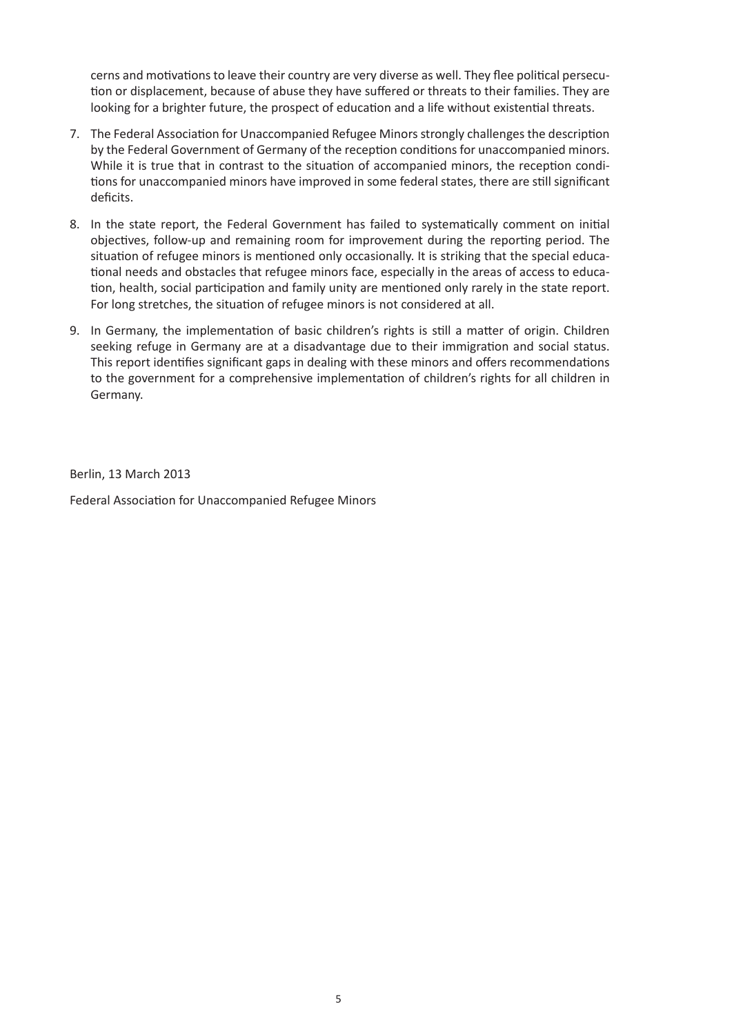cerns and motivations to leave their country are very diverse as well. They flee political persecution or displacement, because of abuse they have suffered or threats to their families. They are looking for a brighter future, the prospect of education and a life without existential threats.

7. The Federal Association for Unaccompanied Refugee Minors strongly challenges the description by the Federal Government of Germany of the reception conditions for unaccompanied minors. While it is true that in contrast to the situation of accompanied minors, the reception conditions for unaccompanied minors have improved in some federal states, there are still significant deficits.

8. In the state report, the Federal Government has failed to systematically comment on initial objectives, follow-up and remaining room for improvement during the reporting period. The situation of refugee minors is mentioned only occasionally. It is striking that the special educational needs and obstacles that refugee minors face, especially in the areas of access to education, health, social participation and family unity are mentioned only rarely in the state report. For long stretches, the situation of refugee minors is not considered at all.

9. In Germany, the implementation of basic children's rights is still a matter of origin. Children seeking refuge in Germany are at a disadvantage due to their immigration and social status. This report identifies significant gaps in dealing with these minors and offers recommendations to the government for a comprehensive implementation of children's rights for all children in Germany.

Berlin, 13 March 2013

Federal Association for Unaccompanied Refugee Minors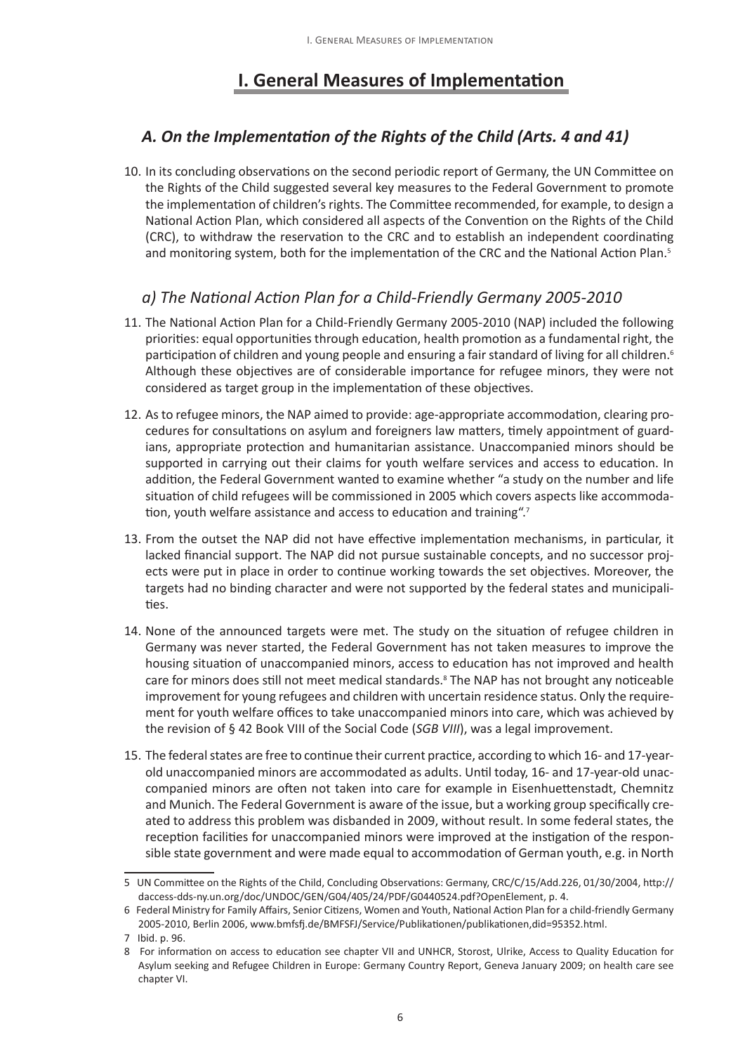# I. General Measures of Implementation

## A. On the Implementation of the Rights of the Child (Arts. 4 and 41)

10. In its concluding observations on the second periodic report of Germany, the UN Committee on the Rights of the Child suggested several key measures to the Federal Government to promote the implementation of children's rights. The Committee recommended, for example, to design a National Action Plan, which considered all aspects of the Convention on the Rights of the Child (CRC), to withdraw the reservation to the CRC and to establish an independent coordinating and monitoring system, both for the implementation of the CRC and the National Action Plan.[5]

### a) The National Action Plan for a Child-Friendly Germany 2005-2010

11. The National Action Plan for a Child-Friendly Germany 2005-2010 (NAP) included the following priorities: equal opportunities through education, health promotion as a fundamental right, the participation of children and young people and ensuring a fair standard of living for all children.[6] Although these objectives are of considerable importance for refugee minors, they were not considered as target group in the implementation of these objectives.

12. As to refugee minors, the NAP aimed to provide: age-appropriate accommodation, clearing procedures for consultations on asylum and foreigners law matters, timely appointment of guardians, appropriate protection and humanitarian assistance. Unaccompanied minors should be supported in carrying out their claims for youth welfare services and access to education. In addition, the Federal Government wanted to examine whether "a study on the number and life situation of child refugees will be commissioned in 2005 which covers aspects like accommodation, youth welfare assistance and access to education and training".[7]

13. From the outset the NAP did not have effective implementation mechanisms, in particular, it lacked financial support. The NAP did not pursue sustainable concepts, and no successor projects were put in place in order to continue working towards the set objectives. Moreover, the targets had no binding character and were not supported by the federal states and municipalities.

14. None of the announced targets were met. The study on the situation of refugee children in Germany was never started, the Federal Government has not taken measures to improve the housing situation of unaccompanied minors, access to education has not improved and health care for minors does still not meet medical standards.[8] The NAP has not brought any noticeable improvement for young refugees and children with uncertain residence status. Only the requirement for youth welfare offices to take unaccompanied minors into care, which was achieved by the revision of § 42 Book VIII of the Social Code (*SGB VIII*), was a legal improvement.

15. The federal states are free to continue their current practice, according to which 16- and 17-year-old unaccompanied minors are accommodated as adults. Until today, 16- and 17-year-old unaccompanied minors are often not taken into care for example in Eisenhuettenstadt, Chemnitz and Munich. The Federal Government is aware of the issue, but a working group specifically created to address this problem was disbanded in 2009, without result. In some federal states, the reception facilities for unaccompanied minors were improved at the instigation of the responsible state government and were made equal to accommodation of German youth, e.g. in North

---

5 UN Committee on the Rights of the Child, Concluding Observations: Germany, CRC/C/15/Add.226, 01/30/2004, http://daccess-dds-ny.un.org/doc/UNDOC/GEN/G04/405/24/PDF/G0440524.pdf?OpenElement, p. 4.

6 Federal Ministry for Family Affairs, Senior Citizens, Women and Youth, National Action Plan for a child-friendly Germany 2005-2010, Berlin 2006, www.bmfsfj.de/BMFSFJ/Service/Publikationen/publikationen,did=95352.html.

7 Ibid. p. 96.

8 For information on access to education see chapter VII and UNHCR, Storost, Ulrike, Access to Quality Education for Asylum seeking and Refugee Children in Europe: Germany Country Report, Geneva January 2009; on health care see chapter VI.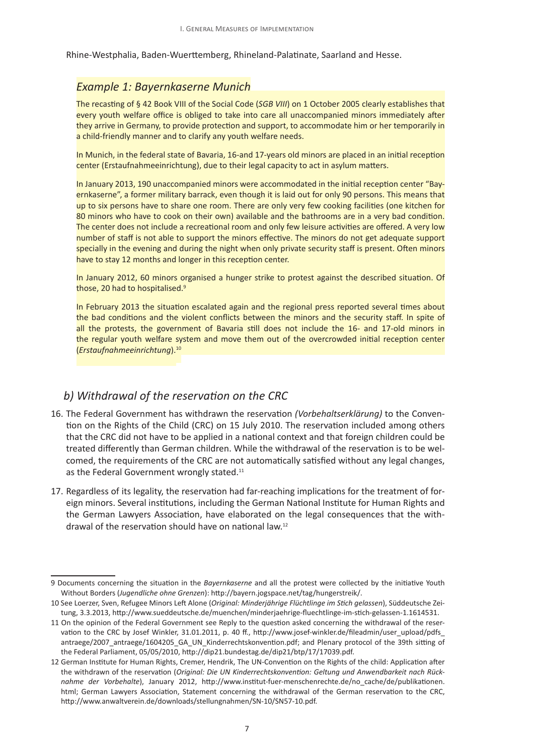Rhine-Westphalia, Baden-Wuerttemberg, Rhineland-Palatinate, Saarland and Hesse.

### *Example 1: Bayernkaserne Munich*

The recasting of § 42 Book VIII of the Social Code (*SGB VIII*) on 1 October 2005 clearly establishes that every youth welfare office is obliged to take into care all unaccompanied minors immediately after they arrive in Germany, to provide protection and support, to accommodate him or her temporarily in a child-friendly manner and to clarify any youth welfare needs.

In Munich, in the federal state of Bavaria, 16-and 17-years old minors are placed in an initial reception center (Erstaufnahmeeinrichtung), due to their legal capacity to act in asylum matters.

In January 2013, 190 unaccompanied minors were accommodated in the initial reception center "Bayernkaserne", a former military barrack, even though it is laid out for only 90 persons. This means that up to six persons have to share one room. There are only very few cooking facilities (one kitchen for 80 minors who have to cook on their own) available and the bathrooms are in a very bad condition. The center does not include a recreational room and only few leisure activities are offered. A very low number of staff is not able to support the minors effective. The minors do not get adequate support specially in the evening and during the night when only private security staff is present. Often minors have to stay 12 months and longer in this reception center.

In January 2012, 60 minors organised a hunger strike to protest against the described situation. Of those, 20 had to hospitalised.[9]

In February 2013 the situation escalated again and the regional press reported several times about the bad conditions and the violent conflicts between the minors and the security staff. In spite of all the protests, the government of Bavaria still does not include the 16- and 17-old minors in the regular youth welfare system and move them out of the overcrowded initial reception center (*Erstaufnahmeeinrichtung*).[10]

## *b) Withdrawal of the reservation on the CRC*

16. The Federal Government has withdrawn the reservation *(Vorbehaltserklärung)* to the Convention on the Rights of the Child (CRC) on 15 July 2010. The reservation included among others that the CRC did not have to be applied in a national context and that foreign children could be treated differently than German children. While the withdrawal of the reservation is to be welcomed, the requirements of the CRC are not automatically satisfied without any legal changes, as the Federal Government wrongly stated.[11]

17. Regardless of its legality, the reservation had far-reaching implications for the treatment of foreign minors. Several institutions, including the German National Institute for Human Rights and the German Lawyers Association, have elaborated on the legal consequences that the withdrawal of the reservation should have on national law.[12]

---

9 Documents concerning the situation in the *Bayernkaserne* and all the protest were collected by the initiative Youth Without Borders (*Jugendliche ohne Grenzen*): http://bayern.jogspace.net/tag/hungerstreik/.

10 See Loerzer, Sven, Refugee Minors Left Alone (*Original: Minderjährige Flüchtlinge im Stich gelassen*), Süddeutsche Zeitung, 3.3.2013, http://www.sueddeutsche.de/muenchen/minderjaehrige-fluechtlinge-im-stich-gelassen-1.1614531.

11 On the opinion of the Federal Government see Reply to the question asked concerning the withdrawal of the reservation to the CRC by Josef Winkler, 31.01.2011, p. 40 ff., http://www.josef-winkler.de/fileadmin/user_upload/pdfs_antraege/2007_antraege/1604205_GA_UN_Kinderrechtskonvention.pdf; and Plenary protocol of the 39th sitting of the Federal Parliament, 05/05/2010, http://dip21.bundestag.de/dip21/btp/17/17039.pdf.

12 German Institute for Human Rights, Cremer, Hendrik, The UN-Convention on the Rights of the child: Application after the withdrawn of the reservation (*Original: Die UN Kinderrechtskonvention: Geltung und Anwendbarkeit nach Rücknahme der Vorbehalte*), January 2012, http://www.institut-fuer-menschenrechte.de/no_cache/de/publikationen.html; German Lawyers Association, Statement concerning the withdrawal of the German reservation to the CRC, http://www.anwaltverein.de/downloads/stellungnahmen/SN-10/SN57-10.pdf.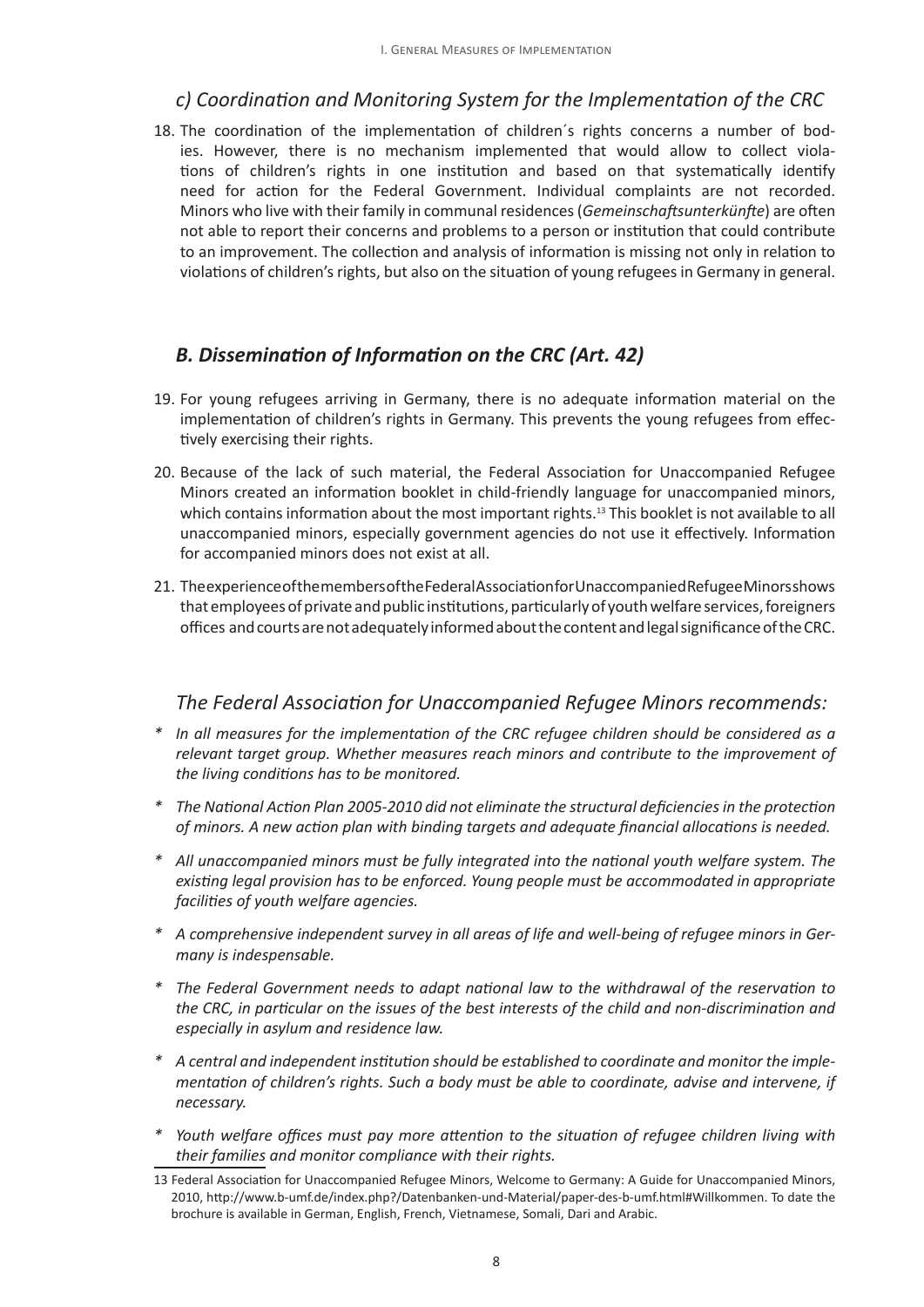### *c) Coordination and Monitoring System for the Implementation of the CRC*

18. The coordination of the implementation of children´s rights concerns a number of bodies. However, there is no mechanism implemented that would allow to collect violations of children's rights in one institution and based on that systematically identify need for action for the Federal Government. Individual complaints are not recorded. Minors who live with their family in communal residences (*Gemeinschaftsunterkünfte*) are often not able to report their concerns and problems to a person or institution that could contribute to an improvement. The collection and analysis of information is missing not only in relation to violations of children's rights, but also on the situation of young refugees in Germany in general.

## *B. Dissemination of Information on the CRC (Art. 42)*

19. For young refugees arriving in Germany, there is no adequate information material on the implementation of children's rights in Germany. This prevents the young refugees from effectively exercising their rights.

20. Because of the lack of such material, the Federal Association for Unaccompanied Refugee Minors created an information booklet in child-friendly language for unaccompanied minors, which contains information about the most important rights.[13] This booklet is not available to all unaccompanied minors, especially government agencies do not use it effectively. Information for accompanied minors does not exist at all.

21. The experience of the members of the Federal Association for Unaccompanied Refugee Minors shows that employees of private and public institutions, particularly of youth welfare services, foreigners offices and courts are not adequately informed about the content and legal significance of the CRC.

### *The Federal Association for Unaccompanied Refugee Minors recommends:*

- *In all measures for the implementation of the CRC refugee children should be considered as a relevant target group. Whether measures reach minors and contribute to the improvement of the living conditions has to be monitored.*
- *The National Action Plan 2005-2010 did not eliminate the structural deficiencies in the protection of minors. A new action plan with binding targets and adequate financial allocations is needed.*
- *All unaccompanied minors must be fully integrated into the national youth welfare system. The existing legal provision has to be enforced. Young people must be accommodated in appropriate facilities of youth welfare agencies.*
- *A comprehensive independent survey in all areas of life and well-being of refugee minors in Germany is indispensable.*
- *The Federal Government needs to adapt national law to the withdrawal of the reservation to the CRC, in particular on the issues of the best interests of the child and non-discrimination and especially in asylum and residence law.*
- *A central and independent institution should be established to coordinate and monitor the implementation of children's rights. Such a body must be able to coordinate, advise and intervene, if necessary.*
- *Youth welfare offices must pay more attention to the situation of refugee children living with their families and monitor compliance with their rights.*

13 Federal Association for Unaccompanied Refugee Minors, Welcome to Germany: A Guide for Unaccompanied Minors, 2010, http://www.b-umf.de/index.php?/Datenbanken-und-Material/paper-des-b-umf.html#Willkommen. To date the brochure is available in German, English, French, Vietnamese, Somali, Dari and Arabic.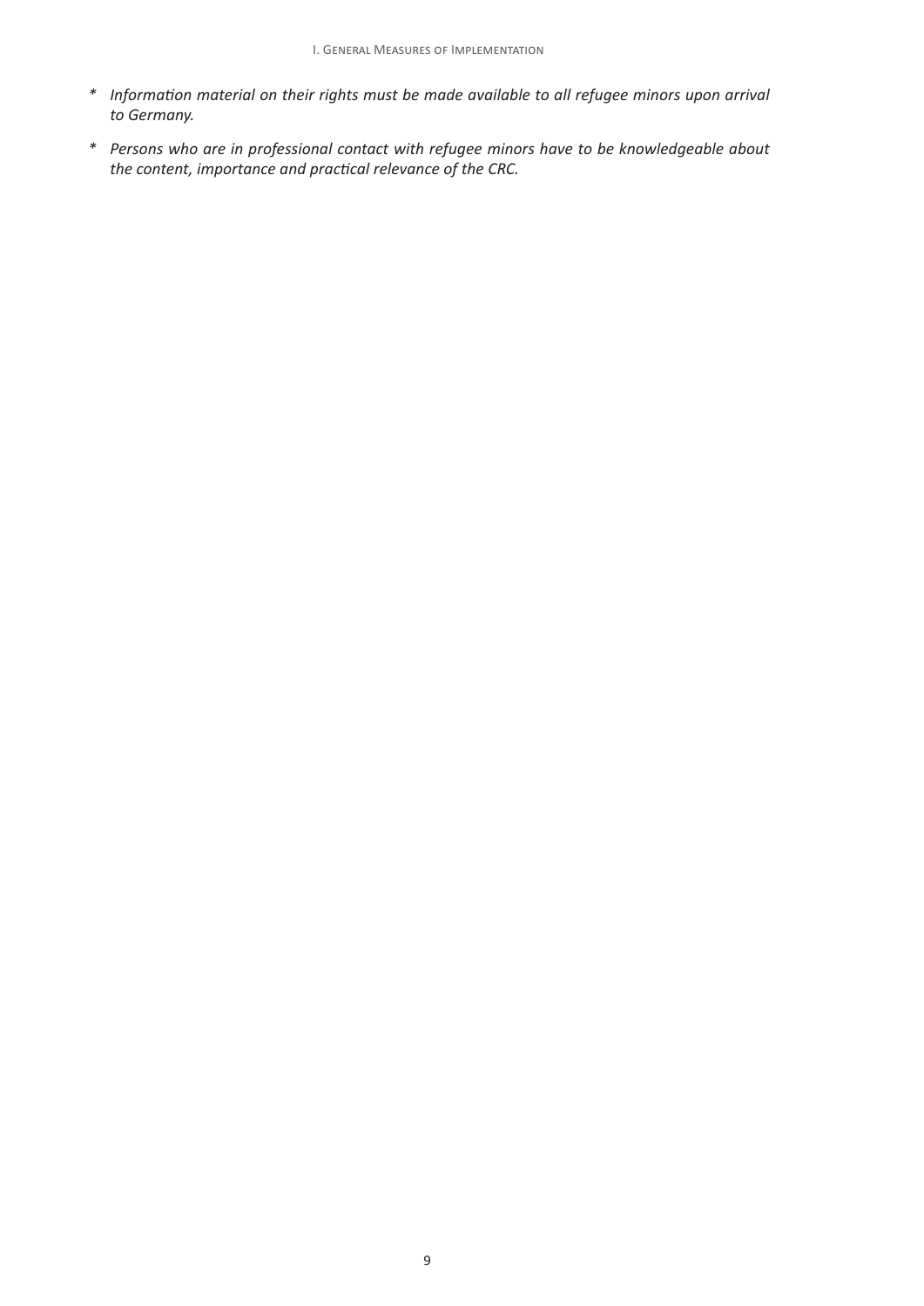* *Information material on their rights must be made available to all refugee minors upon arrival to Germany.*

* *Persons who are in professional contact with refugee minors have to be knowledgeable about the content, importance and practical relevance of the CRC.*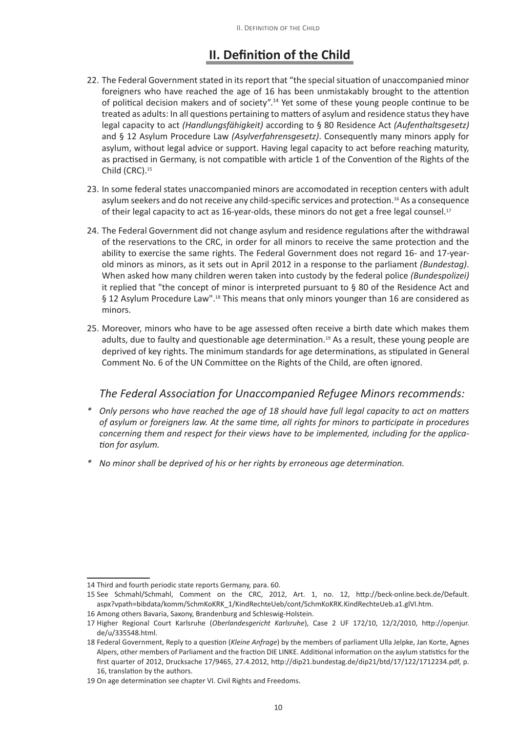# II. Definition of the Child

22. The Federal Government stated in its report that “the special situation of unaccompanied minor foreigners who have reached the age of 16 has been unmistakably brought to the attention of political decision makers and of society”.[14] Yet some of these young people continue to be treated as adults: In all questions pertaining to matters of asylum and residence status they have legal capacity to act *(Handlungsfähigkeit)* according to § 80 Residence Act *(Aufenthaltsgesetz)* and § 12 Asylum Procedure Law *(Asylverfahrensgesetz)*. Consequently many minors apply for asylum, without legal advice or support. Having legal capacity to act before reaching maturity, as practised in Germany, is not compatible with article 1 of the Convention of the Rights of the Child (CRC).[15]

23. In some federal states unaccompanied minors are accomodated in reception centers with adult asylum seekers and do not receive any child-specific services and protection.[16] As a consequence of their legal capacity to act as 16-year-olds, these minors do not get a free legal counsel.[17]

24. The Federal Government did not change asylum and residence regulations after the withdrawal of the reservations to the CRC, in order for all minors to receive the same protection and the ability to exercise the same rights. The Federal Government does not regard 16- and 17-year-old minors as minors, as it sets out in April 2012 in a response to the parliament *(Bundestag)*. When asked how many children weren taken into custody by the federal police *(Bundespolizei)* it replied that "the concept of minor is interpreted pursuant to § 80 of the Residence Act and § 12 Asylum Procedure Law".[18] This means that only minors younger than 16 are considered as minors.

25. Moreover, minors who have to be age assessed often receive a birth date which makes them adults, due to faulty and questionable age determination.[19] As a result, these young people are deprived of key rights. The minimum standards for age determinations, as stipulated in General Comment No. 6 of the UN Committee on the Rights of the Child, are often ignored.

### *The Federal Association for Unaccompanied Refugee Minors recommends:*

* *Only persons who have reached the age of 18 should have full legal capacity to act on matters of asylum or foreigners law. At the same time, all rights for minors to participate in procedures concerning them and respect for their views have to be implemented, including for the application for asylum.*
* *No minor shall be deprived of his or her rights by erroneous age determination.*

---

14 Third and fourth periodic state reports Germany, para. 60.

15 See Schmahl/Schmahl, Comment on the CRC, 2012, Art. 1, no. 12, http://beck-online.beck.de/Default.aspx?vpath=bibdata/komm/SchmKoKRK_1/KindRechteUeb/cont/SchmKoKRK.KindRechteUeb.a1.glVI.htm.

16 Among others Bavaria, Saxony, Brandenburg and Schleswig-Holstein.

17 Higher Regional Court Karlsruhe (*Oberlandesgericht Karlsruhe*), Case 2 UF 172/10, 12/2/2010, http://openjur.de/u/335548.html.

18 Federal Government, Reply to a question (*Kleine Anfrage*) by the members of parliament Ulla Jelpke, Jan Korte, Agnes Alpers, other members of Parliament and the fraction DIE LINKE. Additional information on the asylum statistics for the first quarter of 2012, Drucksache 17/9465, 27.4.2012, http://dip21.bundestag.de/dip21/btd/17/122/1712234.pdf, p. 16, translation by the authors.

19 On age determination see chapter VI. Civil Rights and Freedoms.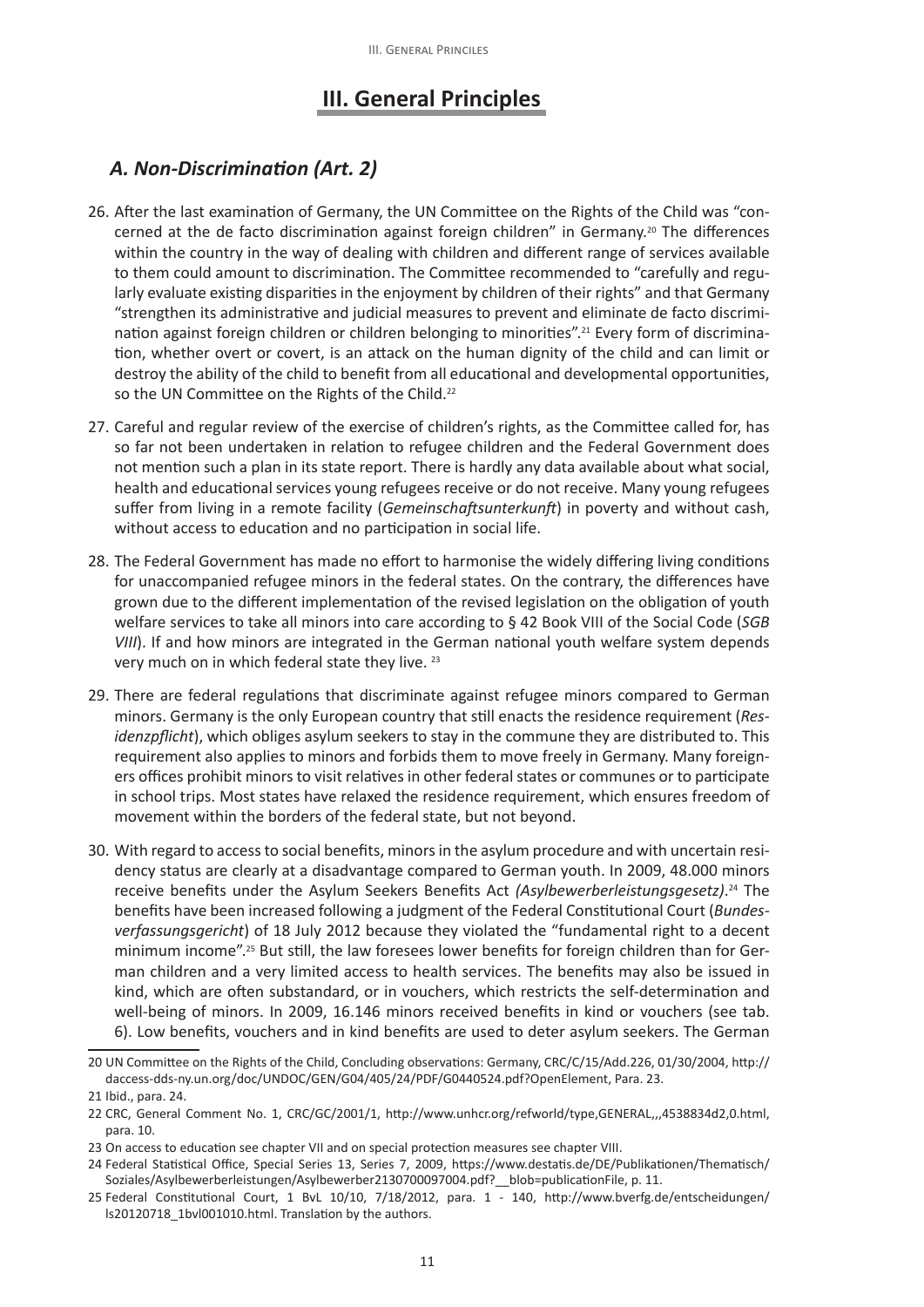# III. General Principles

## *A. Non-Discrimination (Art. 2)*

26. After the last examination of Germany, the UN Committee on the Rights of the Child was "concerned at the de facto discrimination against foreign children" in Germany.[20] The differences within the country in the way of dealing with children and different range of services available to them could amount to discrimination. The Committee recommended to "carefully and regularly evaluate existing disparities in the enjoyment by children of their rights" and that Germany "strengthen its administrative and judicial measures to prevent and eliminate de facto discrimination against foreign children or children belonging to minorities".[21] Every form of discrimination, whether overt or covert, is an attack on the human dignity of the child and can limit or destroy the ability of the child to benefit from all educational and developmental opportunities, so the UN Committee on the Rights of the Child.[22]

27. Careful and regular review of the exercise of children's rights, as the Committee called for, has so far not been undertaken in relation to refugee children and the Federal Government does not mention such a plan in its state report. There is hardly any data available about what social, health and educational services young refugees receive or do not receive. Many young refugees suffer from living in a remote facility (*Gemeinschaftsunterkunft*) in poverty and without cash, without access to education and no participation in social life.

28. The Federal Government has made no effort to harmonise the widely differing living conditions for unaccompanied refugee minors in the federal states. On the contrary, the differences have grown due to the different implementation of the revised legislation on the obligation of youth welfare services to take all minors into care according to § 42 Book VIII of the Social Code (*SGB VIII*). If and how minors are integrated in the German national youth welfare system depends very much on in which federal state they live. [23]

29. There are federal regulations that discriminate against refugee minors compared to German minors. Germany is the only European country that still enacts the residence requirement (*Residenzpflicht*), which obliges asylum seekers to stay in the commune they are distributed to. This requirement also applies to minors and forbids them to move freely in Germany. Many foreigners offices prohibit minors to visit relatives in other federal states or communes or to participate in school trips. Most states have relaxed the residence requirement, which ensures freedom of movement within the borders of the federal state, but not beyond.

30. With regard to access to social benefits, minors in the asylum procedure and with uncertain residency status are clearly at a disadvantage compared to German youth. In 2009, 48.000 minors receive benefits under the Asylum Seekers Benefits Act *(Asylbewerberleistungsgesetz)*.[24] The benefits have been increased following a judgment of the Federal Constitutional Court (*Bundesverfassungsgericht*) of 18 July 2012 because they violated the "fundamental right to a decent minimum income".[25] But still, the law foresees lower benefits for foreign children than for German children and a very limited access to health services. The benefits may also be issued in kind, which are often substandard, or in vouchers, which restricts the self-determination and well-being of minors. In 2009, 16.146 minors received benefits in kind or vouchers (see tab. 6). Low benefits, vouchers and in kind benefits are used to deter asylum seekers. The German

---

20 UN Committee on the Rights of the Child, Concluding observations: Germany, CRC/C/15/Add.226, 01/30/2004, http://daccess-dds-ny.un.org/doc/UNDOC/GEN/G04/405/24/PDF/G0440524.pdf?OpenElement, Para. 23.

21 Ibid., para. 24.

22 CRC, General Comment No. 1, CRC/GC/2001/1, http://www.unhcr.org/refworld/type,GENERAL,,,4538834d2,0.html, para. 10.

23 On access to education see chapter VII and on special protection measures see chapter VIII.

24 Federal Statistical Office, Special Series 13, Series 7, 2009, https://www.destatis.de/DE/Publikationen/Thematisch/Soziales/Asylbewerberleistungen/Asylbewerber2130700097004.pdf?__blob=publicationFile, p. 11.

25 Federal Constitutional Court, 1 BvL 10/10, 7/18/2012, para. 1 - 140, http://www.bverfg.de/entscheidungen/ls20120718_1bvl001010.html. Translation by the authors.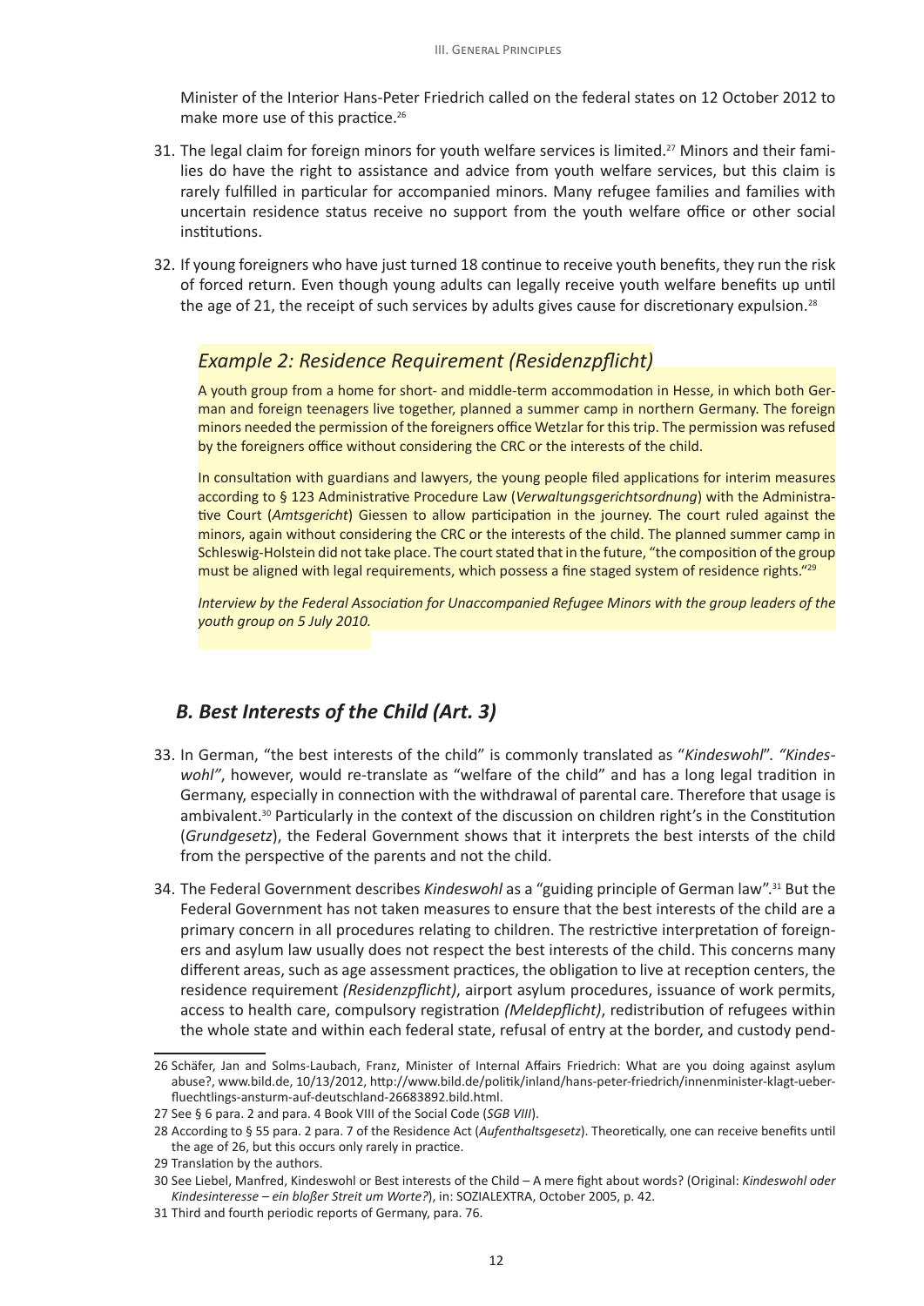Minister of the Interior Hans-Peter Friedrich called on the federal states on 12 October 2012 to make more use of this practice.[26]

31. The legal claim for foreign minors for youth welfare services is limited.[27] Minors and their families do have the right to assistance and advice from youth welfare services, but this claim is rarely fulfilled in particular for accompanied minors. Many refugee families and families with uncertain residence status receive no support from the youth welfare office or other social institutions.

32. If young foreigners who have just turned 18 continue to receive youth benefits, they run the risk of forced return. Even though young adults can legally receive youth welfare benefits up until the age of 21, the receipt of such services by adults gives cause for discretionary expulsion.[28]

### *Example 2: Residence Requirement (Residenzpflicht)*

A youth group from a home for short- and middle-term accommodation in Hesse, in which both German and foreign teenagers live together, planned a summer camp in northern Germany. The foreign minors needed the permission of the foreigners office Wetzlar for this trip. The permission was refused by the foreigners office without considering the CRC or the interests of the child.

In consultation with guardians and lawyers, the young people filed applications for interim measures according to § 123 Administrative Procedure Law (*Verwaltungsgerichtsordnung*) with the Administrative Court (*Amtsgericht*) Giessen to allow participation in the journey. The court ruled against the minors, again without considering the CRC or the interests of the child. The planned summer camp in Schleswig-Holstein did not take place. The court stated that in the future, "the composition of the group must be aligned with legal requirements, which possess a fine staged system of residence rights."[29]

*Interview by the Federal Association for Unaccompanied Refugee Minors with the group leaders of the youth group on 5 July 2010.*

## *B. Best Interests of the Child (Art. 3)*

33. In German, "the best interests of the child" is commonly translated as "*Kindeswohl*". *"Kindeswohl"*, however, would re-translate as "welfare of the child" and has a long legal tradition in Germany, especially in connection with the withdrawal of parental care. Therefore that usage is ambivalent.[30] Particularly in the context of the discussion on children right's in the Constitution (*Grundgesetz*), the Federal Government shows that it interprets the best intersts of the child from the perspective of the parents and not the child.

34. The Federal Government describes *Kindeswohl* as a "guiding principle of German law".[31] But the Federal Government has not taken measures to ensure that the best interests of the child are a primary concern in all procedures relating to children. The restrictive interpretation of foreigners and asylum law usually does not respect the best interests of the child. This concerns many different areas, such as age assessment practices, the obligation to live at reception centers, the residence requirement *(Residenzpflicht)*, airport asylum procedures, issuance of work permits, access to health care, compulsory registration *(Meldepflicht)*, redistribution of refugees within the whole state and within each federal state, refusal of entry at the border, and custody pend-

---

26 Schäfer, Jan and Solms-Laubach, Franz, Minister of Internal Affairs Friedrich: What are you doing against asylum abuse?, www.bild.de, 10/13/2012, http://www.bild.de/politik/inland/hans-peter-friedrich/innenminister-klagt-ueber-fluechtlings-ansturm-auf-deutschland-26683892.bild.html.

27 See § 6 para. 2 and para. 4 Book VIII of the Social Code (*SGB VIII*).

28 According to § 55 para. 2 para. 7 of the Residence Act (*Aufenthaltsgesetz*). Theoretically, one can receive benefits until the age of 26, but this occurs only rarely in practice.

29 Translation by the authors.

30 See Liebel, Manfred, Kindeswohl or Best interests of the Child – A mere fight about words? (Original: *Kindeswohl oder Kindesinteresse – ein bloßer Streit um Worte?*), in: SOZIALEXTRA, October 2005, p. 42.

31 Third and fourth periodic reports of Germany, para. 76.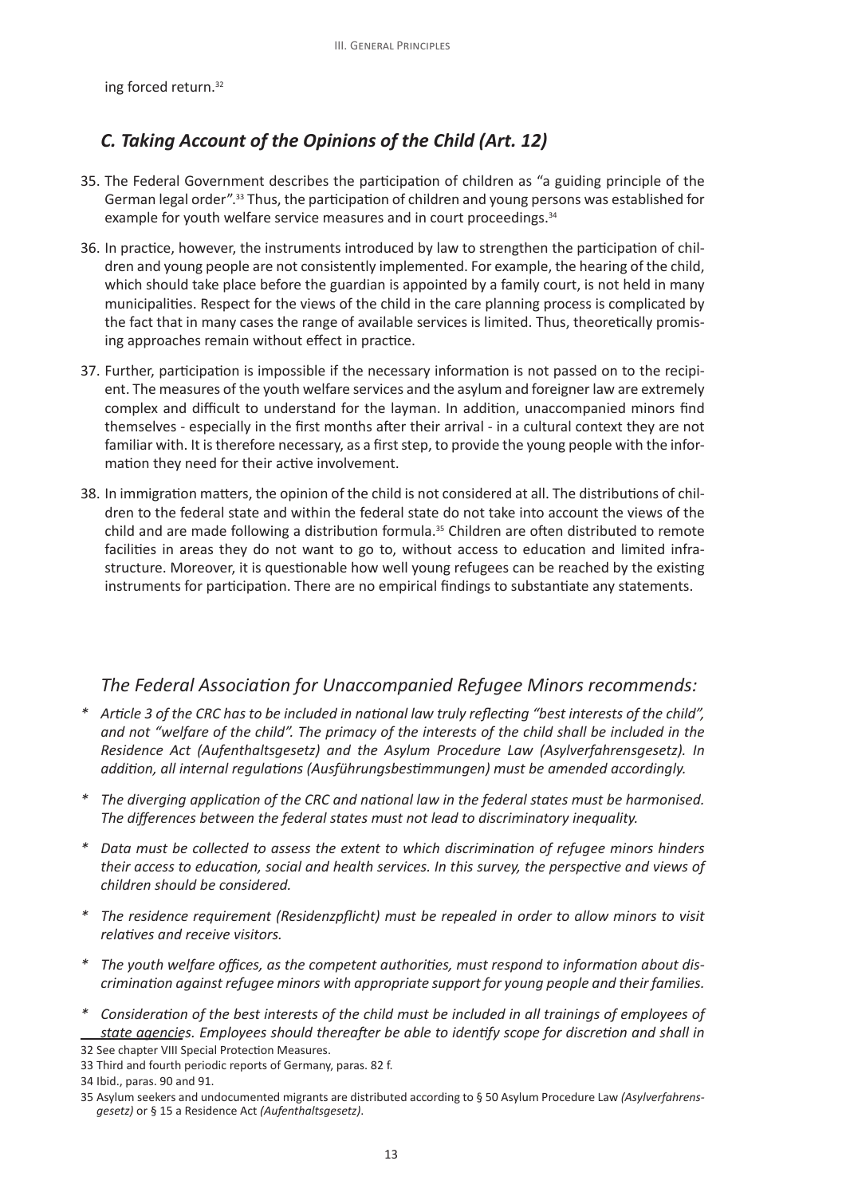ing forced return.[32]

## *C. Taking Account of the Opinions of the Child (Art. 12)*

35. The Federal Government describes the participation of children as "a guiding principle of the German legal order".[33] Thus, the participation of children and young persons was established for example for youth welfare service measures and in court proceedings.[34]

36. In practice, however, the instruments introduced by law to strengthen the participation of children and young people are not consistently implemented. For example, the hearing of the child, which should take place before the guardian is appointed by a family court, is not held in many municipalities. Respect for the views of the child in the care planning process is complicated by the fact that in many cases the range of available services is limited. Thus, theoretically promising approaches remain without effect in practice.

37. Further, participation is impossible if the necessary information is not passed on to the recipient. The measures of the youth welfare services and the asylum and foreigner law are extremely complex and difficult to understand for the layman. In addition, unaccompanied minors find themselves - especially in the first months after their arrival - in a cultural context they are not familiar with. It is therefore necessary, as a first step, to provide the young people with the information they need for their active involvement.

38. In immigration matters, the opinion of the child is not considered at all. The distributions of children to the federal state and within the federal state do not take into account the views of the child and are made following a distribution formula.[35] Children are often distributed to remote facilities in areas they do not want to go to, without access to education and limited infrastructure. Moreover, it is questionable how well young refugees can be reached by the existing instruments for participation. There are no empirical findings to substantiate any statements.

### *The Federal Association for Unaccompanied Refugee Minors recommends:*

* *Article 3 of the CRC has to be included in national law truly reflecting "best interests of the child", and not "welfare of the child". The primacy of the interests of the child shall be included in the Residence Act (Aufenthaltsgesetz) and the Asylum Procedure Law (Asylverfahrensgesetz). In addition, all internal regulations (Ausführungsbestimmungen) must be amended accordingly.*

* *The diverging application of the CRC and national law in the federal states must be harmonised. The differences between the federal states must not lead to discriminatory inequality.*

* *Data must be collected to assess the extent to which discrimination of refugee minors hinders their access to education, social and health services. In this survey, the perspective and views of children should be considered.*

* *The residence requirement (Residenzpflicht) must be repealed in order to allow minors to visit relatives and receive visitors.*

* *The youth welfare offices, as the competent authorities, must respond to information about discrimination against refugee minors with appropriate support for young people and their families.*

* *Consideration of the best interests of the child must be included in all trainings of employees of state agencies. Employees should thereafter be able to identify scope for discretion and shall in*

32 See chapter VIII Special Protection Measures.

33 Third and fourth periodic reports of Germany, paras. 82 f.

34 Ibid., paras. 90 and 91.

35 Asylum seekers and undocumented migrants are distributed according to § 50 Asylum Procedure Law *(Asylverfahrensgesetz)* or § 15 a Residence Act *(Aufenthaltsgesetz)*.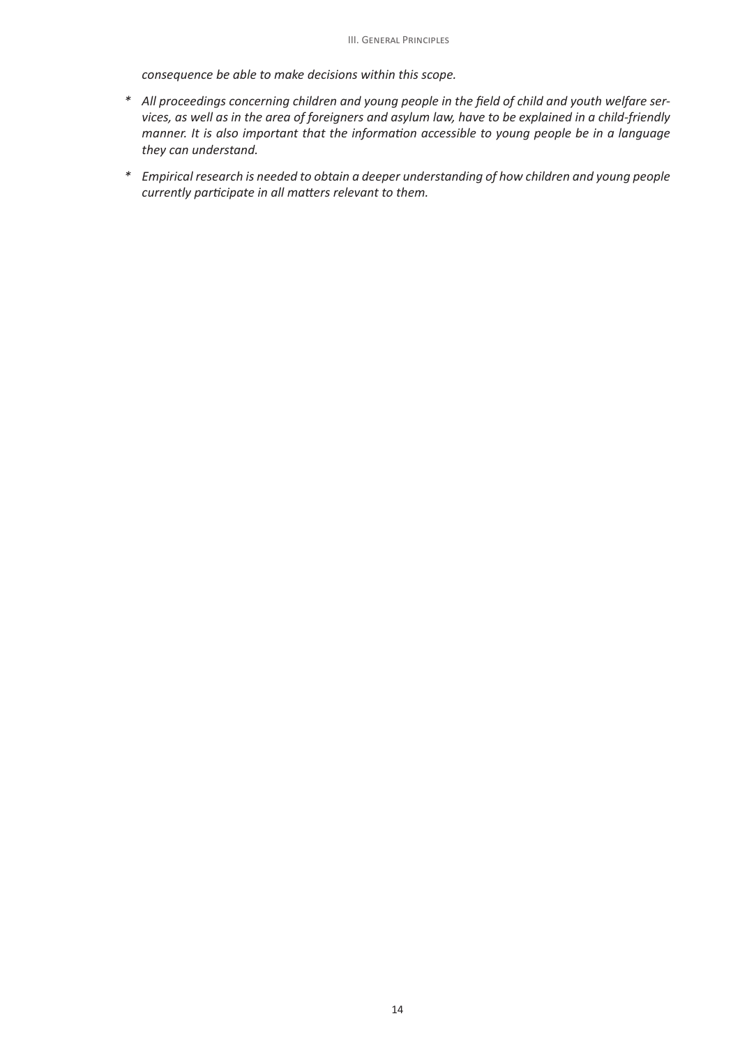*consequence be able to make decisions within this scope.*

* *All proceedings concerning children and young people in the field of child and youth welfare services, as well as in the area of foreigners and asylum law, have to be explained in a child-friendly manner. It is also important that the information accessible to young people be in a language they can understand.*

* *Empirical research is needed to obtain a deeper understanding of how children and young people currently participate in all matters relevant to them.*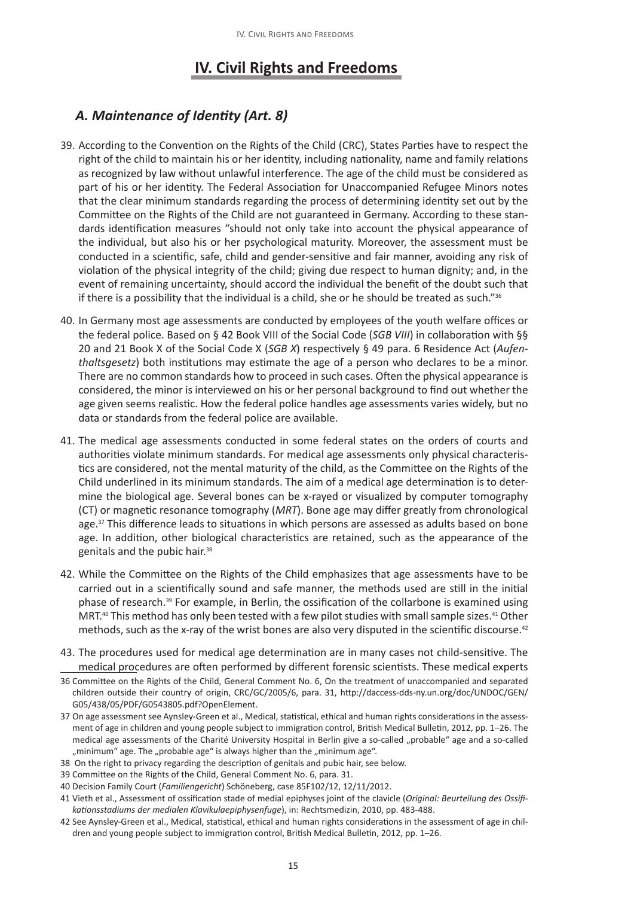# IV. Civil Rights and Freedoms

## *A. Maintenance of Identity (Art. 8)*

39. According to the Convention on the Rights of the Child (CRC), States Parties have to respect the right of the child to maintain his or her identity, including nationality, name and family relations as recognized by law without unlawful interference. The age of the child must be considered as part of his or her identity. The Federal Association for Unaccompanied Refugee Minors notes that the clear minimum standards regarding the process of determining identity set out by the Committee on the Rights of the Child are not guaranteed in Germany. According to these standards identification measures "should not only take into account the physical appearance of the individual, but also his or her psychological maturity. Moreover, the assessment must be conducted in a scientific, safe, child and gender-sensitive and fair manner, avoiding any risk of violation of the physical integrity of the child; giving due respect to human dignity; and, in the event of remaining uncertainty, should accord the individual the benefit of the doubt such that if there is a possibility that the individual is a child, she or he should be treated as such."[36]

40. In Germany most age assessments are conducted by employees of the youth welfare offices or the federal police. Based on § 42 Book VIII of the Social Code (*SGB VIII*) in collaboration with §§ 20 and 21 Book X of the Social Code X (*SGB X*) respectively § 49 para. 6 Residence Act (*Aufenthaltsgesetz*) both institutions may estimate the age of a person who declares to be a minor. There are no common standards how to proceed in such cases. Often the physical appearance is considered, the minor is interviewed on his or her personal background to find out whether the age given seems realistic. How the federal police handles age assessments varies widely, but no data or standards from the federal police are available.

41. The medical age assessments conducted in some federal states on the orders of courts and authorities violate minimum standards. For medical age assessments only physical characteristics are considered, not the mental maturity of the child, as the Committee on the Rights of the Child underlined in its minimum standards. The aim of a medical age determination is to determine the biological age. Several bones can be x-rayed or visualized by computer tomography (CT) or magnetic resonance tomography (*MRT*). Bone age may differ greatly from chronological age.[37] This difference leads to situations in which persons are assessed as adults based on bone age. In addition, other biological characteristics are retained, such as the appearance of the genitals and the pubic hair.[38]

42. While the Committee on the Rights of the Child emphasizes that age assessments have to be carried out in a scientifically sound and safe manner, the methods used are still in the initial phase of research.[39] For example, in Berlin, the ossification of the collarbone is examined using MRT.[40] This method has only been tested with a few pilot studies with small sample sizes.[41] Other methods, such as the x-ray of the wrist bones are also very disputed in the scientific discourse.[42]

43. The procedures used for medical age determination are in many cases not child-sensitive. The medical procedures are often performed by different forensic scientists. These medical experts

---

36 Committee on the Rights of the Child, General Comment No. 6, On the treatment of unaccompanied and separated children outside their country of origin, CRC/GC/2005/6, para. 31, http://daccess-dds-ny.un.org/doc/UNDOC/GEN/G05/438/05/PDF/G0543805.pdf?OpenElement.

37 On age assessment see Aynsley-Green et al., Medical, statistical, ethical and human rights considerations in the assessment of age in children and young people subject to immigration control, British Medical Bulletin, 2012, pp. 1–26. The medical age assessments of the Charité University Hospital in Berlin give a so-called „probable" age and a so-called „minimum" age. The „probable age" is always higher than the „minimum age".

38 On the right to privacy regarding the description of genitals and pubic hair, see below.

39 Committee on the Rights of the Child, General Comment No. 6, para. 31.

40 Decision Family Court (*Familiengericht*) Schöneberg, case 85F102/12, 12/11/2012.

41 Vieth et al., Assessment of ossification stade of medial epiphyses joint of the clavicle (*Original: Beurteilung des Ossifikationsstadiums der medialen Klavikulaepiphysenfuge*), in: Rechtsmedizin, 2010, pp. 483-488.

42 See Aynsley-Green et al., Medical, statistical, ethical and human rights considerations in the assessment of age in children and young people subject to immigration control, British Medical Bulletin, 2012, pp. 1–26.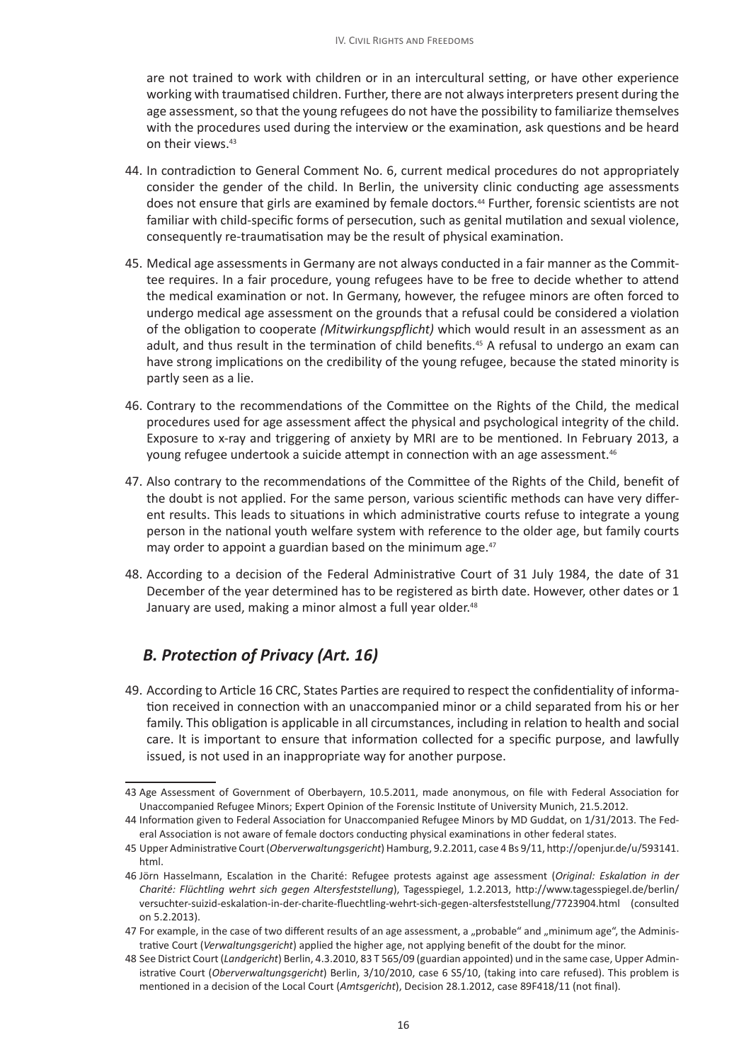are not trained to work with children or in an intercultural setting, or have other experience working with traumatised children. Further, there are not always interpreters present during the age assessment, so that the young refugees do not have the possibility to familiarize themselves with the procedures used during the interview or the examination, ask questions and be heard on their views.[43]

44. In contradiction to General Comment No. 6, current medical procedures do not appropriately consider the gender of the child. In Berlin, the university clinic conducting age assessments does not ensure that girls are examined by female doctors.[44] Further, forensic scientists are not familiar with child-specific forms of persecution, such as genital mutilation and sexual violence, consequently re-traumatisation may be the result of physical examination.

45. Medical age assessments in Germany are not always conducted in a fair manner as the Committee requires. In a fair procedure, young refugees have to be free to decide whether to attend the medical examination or not. In Germany, however, the refugee minors are often forced to undergo medical age assessment on the grounds that a refusal could be considered a violation of the obligation to cooperate *(Mitwirkungspflicht)* which would result in an assessment as an adult, and thus result in the termination of child benefits.[45] A refusal to undergo an exam can have strong implications on the credibility of the young refugee, because the stated minority is partly seen as a lie.

46. Contrary to the recommendations of the Committee on the Rights of the Child, the medical procedures used for age assessment affect the physical and psychological integrity of the child. Exposure to x-ray and triggering of anxiety by MRI are to be mentioned. In February 2013, a young refugee undertook a suicide attempt in connection with an age assessment.[46]

47. Also contrary to the recommendations of the Committee of the Rights of the Child, benefit of the doubt is not applied. For the same person, various scientific methods can have very different results. This leads to situations in which administrative courts refuse to integrate a young person in the national youth welfare system with reference to the older age, but family courts may order to appoint a guardian based on the minimum age.[47]

48. According to a decision of the Federal Administrative Court of 31 July 1984, the date of 31 December of the year determined has to be registered as birth date. However, other dates or 1 January are used, making a minor almost a full year older.[48]

## *B. Protection of Privacy (Art. 16)*

49. According to Article 16 CRC, States Parties are required to respect the confidentiality of information received in connection with an unaccompanied minor or a child separated from his or her family. This obligation is applicable in all circumstances, including in relation to health and social care. It is important to ensure that information collected for a specific purpose, and lawfully issued, is not used in an inappropriate way for another purpose.

---

43 Age Assessment of Government of Oberbayern, 10.5.2011, made anonymous, on file with Federal Association for Unaccompanied Refugee Minors; Expert Opinion of the Forensic Institute of University Munich, 21.5.2012.

44 Information given to Federal Association for Unaccompanied Refugee Minors by MD Guddat, on 1/31/2013. The Federal Association is not aware of female doctors conducting physical examinations in other federal states.

45 Upper Administrative Court (*Oberverwaltungsgericht*) Hamburg, 9.2.2011, case 4 Bs 9/11, http://openjur.de/u/593141.html.

46 Jörn Hasselmann, Escalation in the Charité: Refugee protests against age assessment (*Original: Eskalation in der Charité: Flüchtling wehrt sich gegen Altersfeststellung*), Tagesspiegel, 1.2.2013, http://www.tagesspiegel.de/berlin/versuchter-suizid-eskalation-in-der-charite-fluechtling-wehrt-sich-gegen-altersfeststellung/7723904.html (consulted on 5.2.2013).

47 For example, in the case of two different results of an age assessment, a „probable" and „minimum age", the Administrative Court (*Verwaltungsgericht*) applied the higher age, not applying benefit of the doubt for the minor.

48 See District Court (*Landgericht*) Berlin, 4.3.2010, 83 T 565/09 (guardian appointed) und in the same case, Upper Administrative Court (*Oberverwaltungsgericht*) Berlin, 3/10/2010, case 6 S5/10, (taking into care refused). This problem is mentioned in a decision of the Local Court (*Amtsgericht*), Decision 28.1.2012, case 89F418/11 (not final).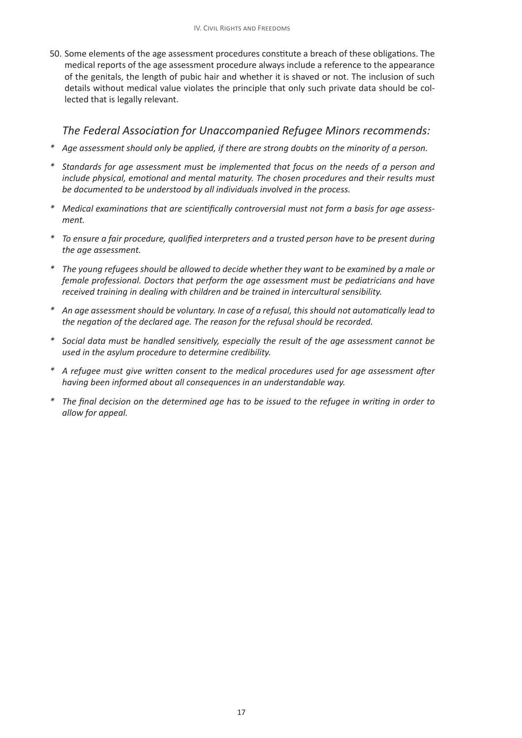50. Some elements of the age assessment procedures constitute a breach of these obligations. The medical reports of the age assessment procedure always include a reference to the appearance of the genitals, the length of pubic hair and whether it is shaved or not. The inclusion of such details without medical value violates the principle that only such private data should be collected that is legally relevant.

### *The Federal Association for Unaccompanied Refugee Minors recommends:*

- *Age assessment should only be applied, if there are strong doubts on the minority of a person.*
- *Standards for age assessment must be implemented that focus on the needs of a person and include physical, emotional and mental maturity. The chosen procedures and their results must be documented to be understood by all individuals involved in the process.*
- *Medical examinations that are scientifically controversial must not form a basis for age assessment.*
- *To ensure a fair procedure, qualified interpreters and a trusted person have to be present during the age assessment.*
- *The young refugees should be allowed to decide whether they want to be examined by a male or female professional. Doctors that perform the age assessment must be pediatricians and have received training in dealing with children and be trained in intercultural sensibility.*
- *An age assessment should be voluntary. In case of a refusal, this should not automatically lead to the negation of the declared age. The reason for the refusal should be recorded.*
- *Social data must be handled sensitively, especially the result of the age assessment cannot be used in the asylum procedure to determine credibility.*
- *A refugee must give written consent to the medical procedures used for age assessment after having been informed about all consequences in an understandable way.*
- *The final decision on the determined age has to be issued to the refugee in writing in order to allow for appeal.*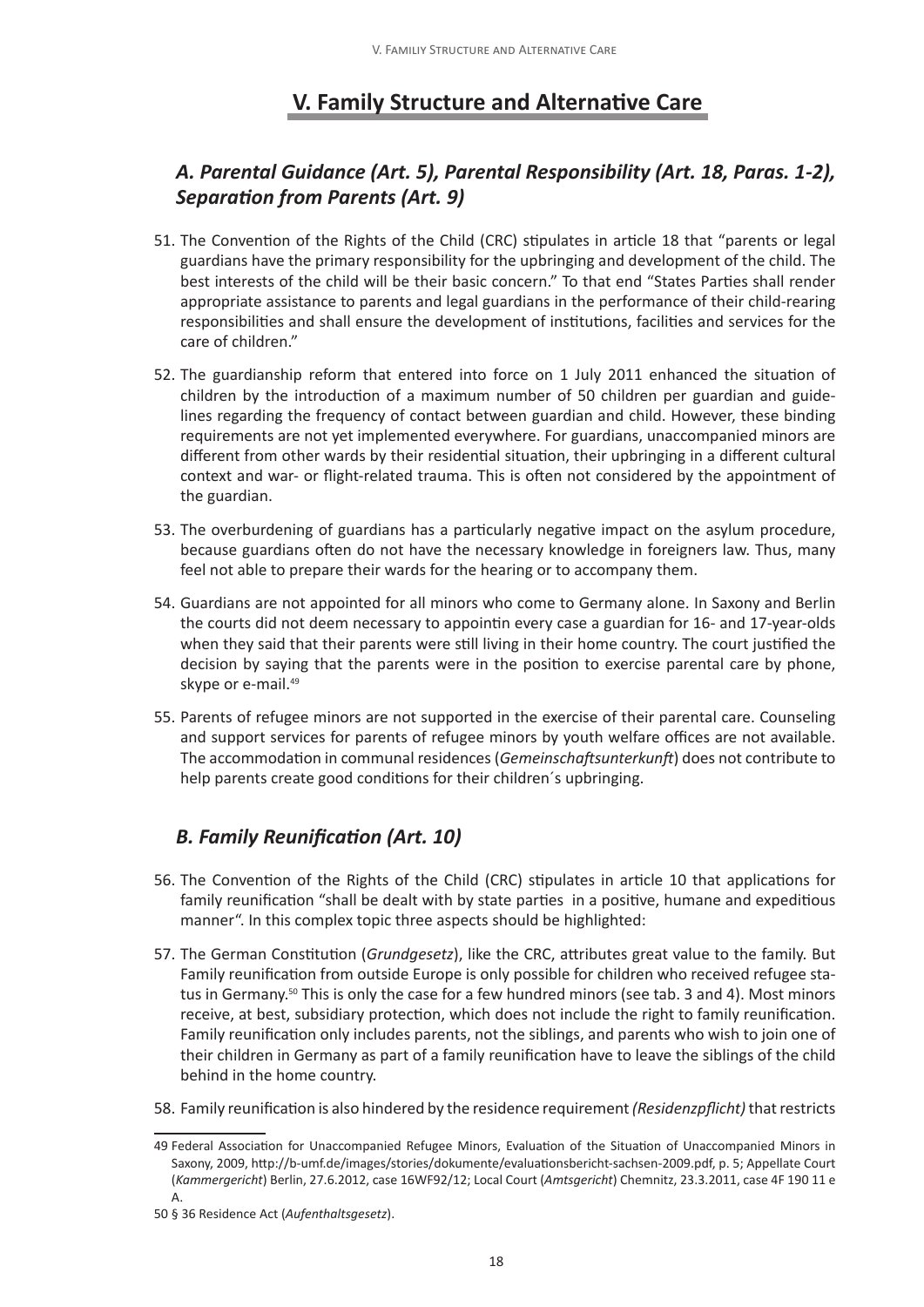# V. Family Structure and Alternative Care

## *A. Parental Guidance (Art. 5), Parental Responsibility (Art. 18, Paras. 1-2), Separation from Parents (Art. 9)*

51. The Convention of the Rights of the Child (CRC) stipulates in article 18 that "parents or legal guardians have the primary responsibility for the upbringing and development of the child. The best interests of the child will be their basic concern." To that end "States Parties shall render appropriate assistance to parents and legal guardians in the performance of their child-rearing responsibilities and shall ensure the development of institutions, facilities and services for the care of children."

52. The guardianship reform that entered into force on 1 July 2011 enhanced the situation of children by the introduction of a maximum number of 50 children per guardian and guidelines regarding the frequency of contact between guardian and child. However, these binding requirements are not yet implemented everywhere. For guardians, unaccompanied minors are different from other wards by their residential situation, their upbringing in a different cultural context and war- or flight-related trauma. This is often not considered by the appointment of the guardian.

53. The overburdening of guardians has a particularly negative impact on the asylum procedure, because guardians often do not have the necessary knowledge in foreigners law. Thus, many feel not able to prepare their wards for the hearing or to accompany them.

54. Guardians are not appointed for all minors who come to Germany alone. In Saxony and Berlin the courts did not deem necessary to appointin every case a guardian for 16- and 17-year-olds when they said that their parents were still living in their home country. The court justified the decision by saying that the parents were in the position to exercise parental care by phone, skype or e-mail.[49]

55. Parents of refugee minors are not supported in the exercise of their parental care. Counseling and support services for parents of refugee minors by youth welfare offices are not available. The accommodation in communal residences (*Gemeinschaftsunterkunft*) does not contribute to help parents create good conditions for their children´s upbringing.

## *B. Family Reunification (Art. 10)*

56. The Convention of the Rights of the Child (CRC) stipulates in article 10 that applications for family reunification "shall be dealt with by state parties in a positive, humane and expeditious manner". In this complex topic three aspects should be highlighted:

57. The German Constitution (*Grundgesetz*), like the CRC, attributes great value to the family. But Family reunification from outside Europe is only possible for children who received refugee status in Germany.[50] This is only the case for a few hundred minors (see tab. 3 and 4). Most minors receive, at best, subsidiary protection, which does not include the right to family reunification. Family reunification only includes parents, not the siblings, and parents who wish to join one of their children in Germany as part of a family reunification have to leave the siblings of the child behind in the home country.

58. Family reunification is also hindered by the residence requirement *(Residenzpflicht)* that restricts

---

49 Federal Association for Unaccompanied Refugee Minors, Evaluation of the Situation of Unaccompanied Minors in Saxony, 2009, http://b-umf.de/images/stories/dokumente/evaluationsbericht-sachsen-2009.pdf, p. 5; Appellate Court (*Kammergericht*) Berlin, 27.6.2012, case 16WF92/12; Local Court (*Amtsgericht*) Chemnitz, 23.3.2011, case 4F 190 11 e A.

50 § 36 Residence Act (*Aufenthaltsgesetz*).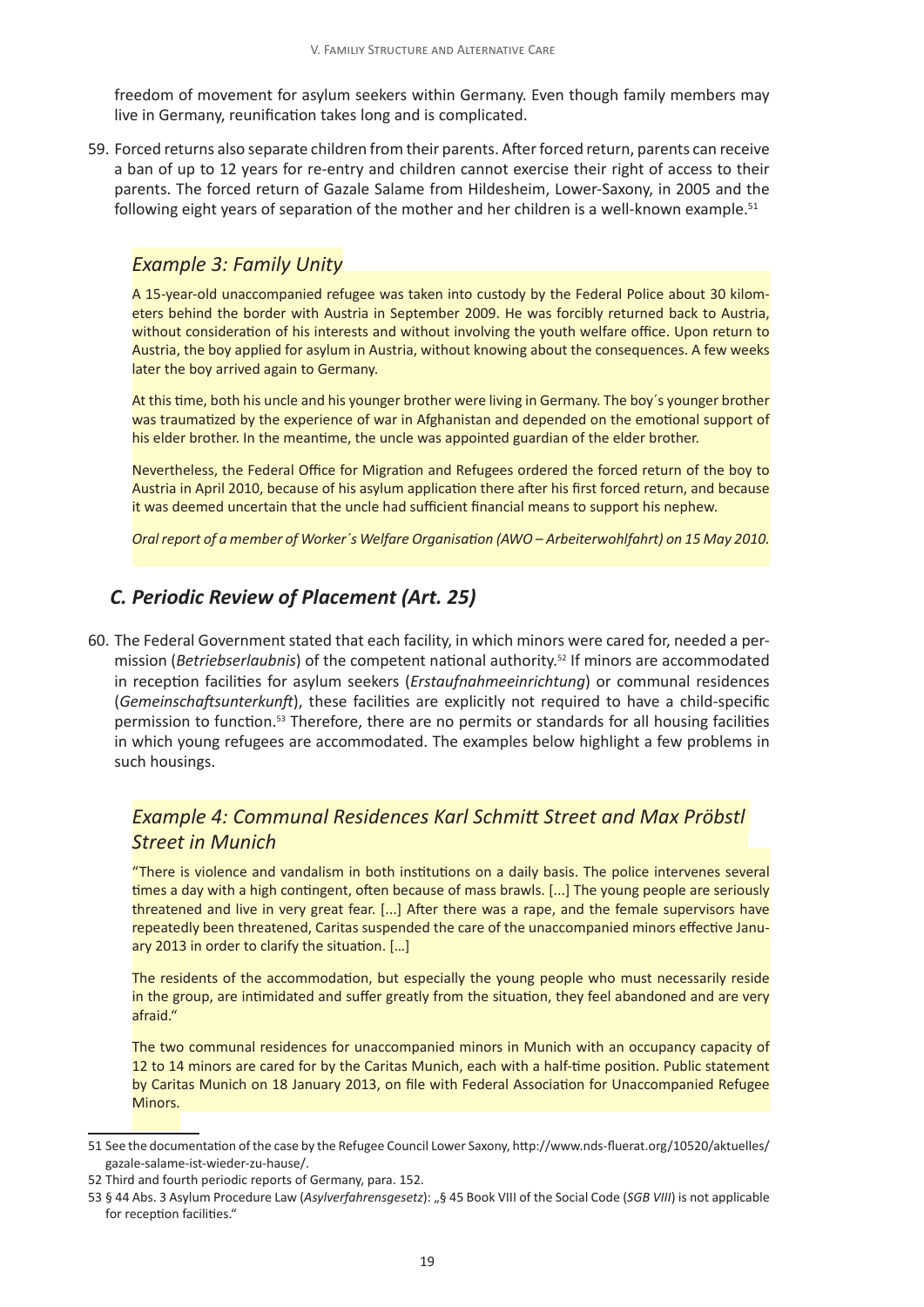freedom of movement for asylum seekers within Germany. Even though family members may live in Germany, reunification takes long and is complicated.

59. Forced returns also separate children from their parents. After forced return, parents can receive a ban of up to 12 years for re-entry and children cannot exercise their right of access to their parents. The forced return of Gazale Salame from Hildesheim, Lower-Saxony, in 2005 and the following eight years of separation of the mother and her children is a well-known example.[51]

### *Example 3: Family Unity*

A 15-year-old unaccompanied refugee was taken into custody by the Federal Police about 30 kilometers behind the border with Austria in September 2009. He was forcibly returned back to Austria, without consideration of his interests and without involving the youth welfare office. Upon return to Austria, the boy applied for asylum in Austria, without knowing about the consequences. A few weeks later the boy arrived again to Germany.

At this time, both his uncle and his younger brother were living in Germany. The boy´s younger brother was traumatized by the experience of war in Afghanistan and depended on the emotional support of his elder brother. In the meantime, the uncle was appointed guardian of the elder brother.

Nevertheless, the Federal Office for Migration and Refugees ordered the forced return of the boy to Austria in April 2010, because of his asylum application there after his first forced return, and because it was deemed uncertain that the uncle had sufficient financial means to support his nephew.

*Oral report of a member of Worker´s Welfare Organisation (AWO – Arbeiterwohlfahrt) on 15 May 2010.*

## *C. Periodic Review of Placement (Art. 25)*

60. The Federal Government stated that each facility, in which minors were cared for, needed a permission (*Betriebserlaubnis*) of the competent national authority.[52] If minors are accommodated in reception facilities for asylum seekers (*Erstaufnahmeeinrichtung*) or communal residences (*Gemeinschaftsunterkunft*), these facilities are explicitly not required to have a child-specific permission to function.[53] Therefore, there are no permits or standards for all housing facilities in which young refugees are accommodated. The examples below highlight a few problems in such housings.

### *Example 4: Communal Residences Karl Schmitt Street and Max Pröbstl Street in Munich*

"There is violence and vandalism in both institutions on a daily basis. The police intervenes several times a day with a high contingent, often because of mass brawls. [...] The young people are seriously threatened and live in very great fear. [...] After there was a rape, and the female supervisors have repeatedly been threatened, Caritas suspended the care of the unaccompanied minors effective January 2013 in order to clarify the situation. [...]

The residents of the accommodation, but especially the young people who must necessarily reside in the group, are intimidated and suffer greatly from the situation, they feel abandoned and are very afraid."

The two communal residences for unaccompanied minors in Munich with an occupancy capacity of 12 to 14 minors are cared for by the Caritas Munich, each with a half-time position. Public statement by Caritas Munich on 18 January 2013, on file with Federal Association for Unaccompanied Refugee Minors.

---

51 See the documentation of the case by the Refugee Council Lower Saxony, http://www.nds-fluerat.org/10520/aktuelles/gazale-salame-ist-wieder-zu-hause/.

52 Third and fourth periodic reports of Germany, para. 152.

53 § 44 Abs. 3 Asylum Procedure Law (*Asylverfahrensgesetz*): „§ 45 Book VIII of the Social Code (*SGB VIII*) is not applicable for reception facilities."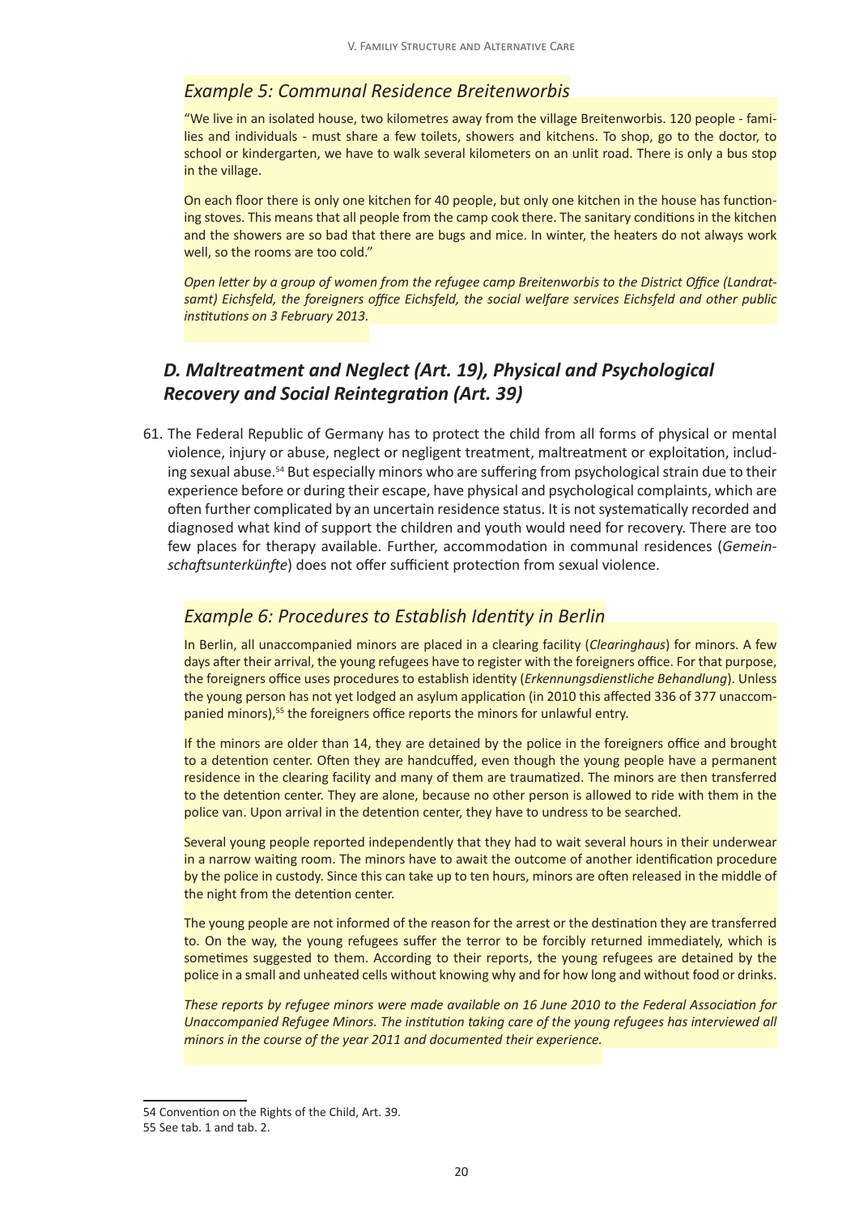## *Example 5: Communal Residence Breitenworbis*

"We live in an isolated house, two kilometres away from the village Breitenworbis. 120 people - families and individuals - must share a few toilets, showers and kitchens. To shop, go to the doctor, to school or kindergarten, we have to walk several kilometers on an unlit road. There is only a bus stop in the village.

On each floor there is only one kitchen for 40 people, but only one kitchen in the house has functioning stoves. This means that all people from the camp cook there. The sanitary conditions in the kitchen and the showers are so bad that there are bugs and mice. In winter, the heaters do not always work well, so the rooms are too cold."

*Open letter by a group of women from the refugee camp Breitenworbis to the District Office (Landratsamt) Eichsfeld, the foreigners office Eichsfeld, the social welfare services Eichsfeld and other public institutions on 3 February 2013.*

## *D. Maltreatment and Neglect (Art. 19), Physical and Psychological Recovery and Social Reintegration (Art. 39)*

61. The Federal Republic of Germany has to protect the child from all forms of physical or mental violence, injury or abuse, neglect or negligent treatment, maltreatment or exploitation, including sexual abuse.[54] But especially minors who are suffering from psychological strain due to their experience before or during their escape, have physical and psychological complaints, which are often further complicated by an uncertain residence status. It is not systematically recorded and diagnosed what kind of support the children and youth would need for recovery. There are too few places for therapy available. Further, accommodation in communal residences (*Gemeinschaftsunterkünfte*) does not offer sufficient protection from sexual violence.

## *Example 6: Procedures to Establish Identity in Berlin*

In Berlin, all unaccompanied minors are placed in a clearing facility (*Clearinghaus*) for minors. A few days after their arrival, the young refugees have to register with the foreigners office. For that purpose, the foreigners office uses procedures to establish identity (*Erkennungsdienstliche Behandlung*). Unless the young person has not yet lodged an asylum application (in 2010 this affected 336 of 377 unaccompanied minors),[55] the foreigners office reports the minors for unlawful entry.

If the minors are older than 14, they are detained by the police in the foreigners office and brought to a detention center. Often they are handcuffed, even though the young people have a permanent residence in the clearing facility and many of them are traumatized. The minors are then transferred to the detention center. They are alone, because no other person is allowed to ride with them in the police van. Upon arrival in the detention center, they have to undress to be searched.

Several young people reported independently that they had to wait several hours in their underwear in a narrow waiting room. The minors have to await the outcome of another identification procedure by the police in custody. Since this can take up to ten hours, minors are often released in the middle of the night from the detention center.

The young people are not informed of the reason for the arrest or the destination they are transferred to. On the way, the young refugees suffer the terror to be forcibly returned immediately, which is sometimes suggested to them. According to their reports, the young refugees are detained by the police in a small and unheated cells without knowing why and for how long and without food or drinks.

*These reports by refugee minors were made available on 16 June 2010 to the Federal Association for Unaccompanied Refugee Minors. The institution taking care of the young refugees has interviewed all minors in the course of the year 2011 and documented their experience.*

---

54 Convention on the Rights of the Child, Art. 39.

55 See tab. 1 and tab. 2.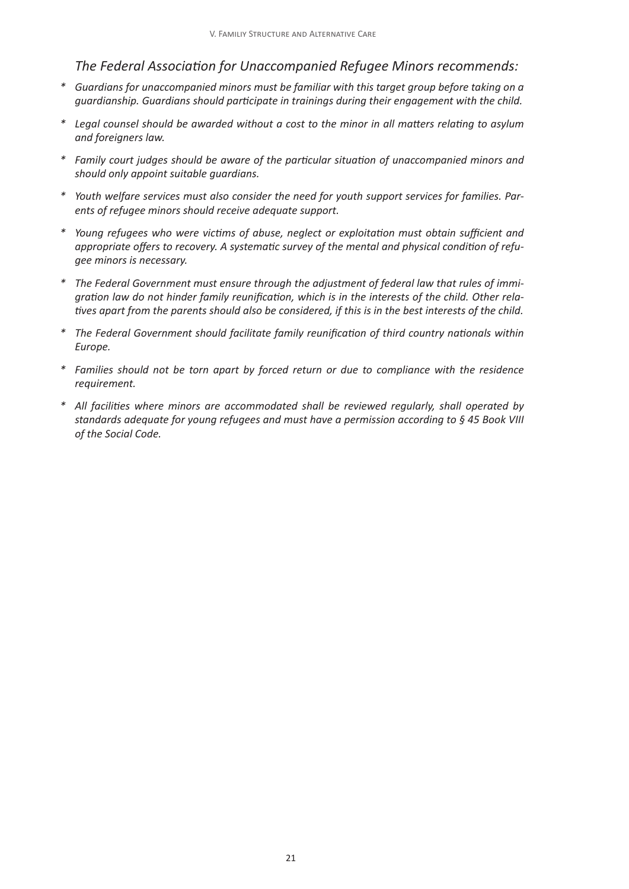*The Federal Association for Unaccompanied Refugee Minors recommends:*

* *Guardians for unaccompanied minors must be familiar with this target group before taking on a guardianship. Guardians should participate in trainings during their engagement with the child.*
* *Legal counsel should be awarded without a cost to the minor in all matters relating to asylum and foreigners law.*
* *Family court judges should be aware of the particular situation of unaccompanied minors and should only appoint suitable guardians.*
* *Youth welfare services must also consider the need for youth support services for families. Parents of refugee minors should receive adequate support.*
* *Young refugees who were victims of abuse, neglect or exploitation must obtain sufficient and appropriate offers to recovery. A systematic survey of the mental and physical condition of refugee minors is necessary.*
* *The Federal Government must ensure through the adjustment of federal law that rules of immigration law do not hinder family reunification, which is in the interests of the child. Other relatives apart from the parents should also be considered, if this is in the best interests of the child.*
* *The Federal Government should facilitate family reunification of third country nationals within Europe.*
* *Families should not be torn apart by forced return or due to compliance with the residence requirement.*
* *All facilities where minors are accommodated shall be reviewed regularly, shall operated by standards adequate for young refugees and must have a permission according to § 45 Book VIII of the Social Code.*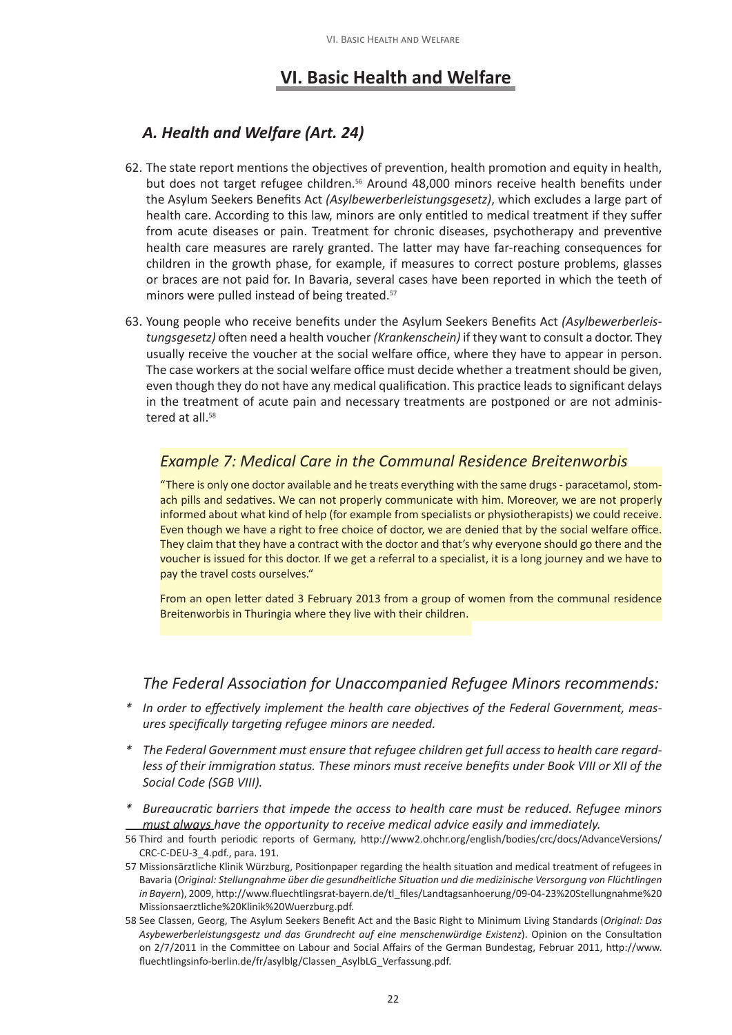# VI. Basic Health and Welfare

## *A. Health and Welfare (Art. 24)*

62. The state report mentions the objectives of prevention, health promotion and equity in health, but does not target refugee children.[56] Around 48,000 minors receive health benefits under the Asylum Seekers Benefits Act *(Asylbewerberleistungsgesetz)*, which excludes a large part of health care. According to this law, minors are only entitled to medical treatment if they suffer from acute diseases or pain. Treatment for chronic diseases, psychotherapy and preventive health care measures are rarely granted. The latter may have far-reaching consequences for children in the growth phase, for example, if measures to correct posture problems, glasses or braces are not paid for. In Bavaria, several cases have been reported in which the teeth of minors were pulled instead of being treated.[57]

63. Young people who receive benefits under the Asylum Seekers Benefits Act *(Asylbewerberleistungsgesetz)* often need a health voucher *(Krankenschein)* if they want to consult a doctor. They usually receive the voucher at the social welfare office, where they have to appear in person. The case workers at the social welfare office must decide whether a treatment should be given, even though they do not have any medical qualification. This practice leads to significant delays in the treatment of acute pain and necessary treatments are postponed or are not administered at all.[58]

### *Example 7: Medical Care in the Communal Residence Breitenworbis*

"There is only one doctor available and he treats everything with the same drugs - paracetamol, stomach pills and sedatives. We can not properly communicate with him. Moreover, we are not properly informed about what kind of help (for example from specialists or physiotherapists) we could receive. Even though we have a right to free choice of doctor, we are denied that by the social welfare office. They claim that they have a contract with the doctor and that's why everyone should go there and the voucher is issued for this doctor. If we get a referral to a specialist, it is a long journey and we have to pay the travel costs ourselves."

From an open letter dated 3 February 2013 from a group of women from the communal residence Breitenworbis in Thuringia where they live with their children.

### *The Federal Association for Unaccompanied Refugee Minors recommends:*

\* *In order to effectively implement the health care objectives of the Federal Government, measures specifically targeting refugee minors are needed.*

\* *The Federal Government must ensure that refugee children get full access to health care regardless of their immigration status. These minors must receive benefits under Book VIII or XII of the Social Code (SGB VIII).*

\* *Bureaucratic barriers that impede the access to health care must be reduced. Refugee minors must always have the opportunity to receive medical advice easily and immediately.*

56 Third and fourth periodic reports of Germany, http://www2.ohchr.org/english/bodies/crc/docs/AdvanceVersions/CRC-C-DEU-3_4.pdf., para. 191.

57 Missionsärztliche Klinik Würzburg, Positionpaper regarding the health situation and medical treatment of refugees in Bavaria (*Original: Stellungnahme über die gesundheitliche Situation und die medizinische Versorgung von Flüchtlingen in Bayern*), 2009, http://www.fluechtlingsrat-bayern.de/tl_files/Landtagsanhoerung/09-04-23%20Stellungnahme%20Missionsaerztliche%20Klinik%20Wuerzburg.pdf.

58 See Classen, Georg, The Asylum Seekers Benefit Act and the Basic Right to Minimum Living Standards (*Original: Das Asybewerberleistungsgestz und das Grundrecht auf eine menschenwürdige Existenz*). Opinion on the Consultation on 2/7/2011 in the Committee on Labour and Social Affairs of the German Bundestag, Februar 2011, http://www.fluechtlingsinfo-berlin.de/fr/asylblg/Classen_AsylbLG_Verfassung.pdf.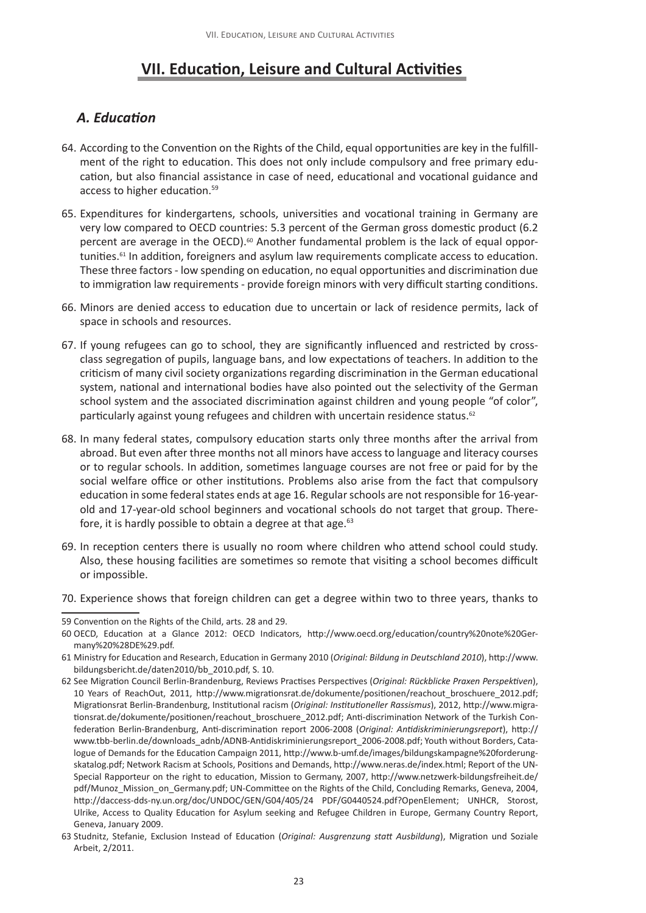# VII. Education, Leisure and Cultural Activities

## A. Education

64. According to the Convention on the Rights of the Child, equal opportunities are key in the fulfillment of the right to education. This does not only include compulsory and free primary education, but also financial assistance in case of need, educational and vocational guidance and access to higher education.[59]

65. Expenditures for kindergartens, schools, universities and vocational training in Germany are very low compared to OECD countries: 5.3 percent of the German gross domestic product (6.2 percent are average in the OECD).[60] Another fundamental problem is the lack of equal opportunities.[61] In addition, foreigners and asylum law requirements complicate access to education. These three factors - low spending on education, no equal opportunities and discrimination due to immigration law requirements - provide foreign minors with very difficult starting conditions.

66. Minors are denied access to education due to uncertain or lack of residence permits, lack of space in schools and resources.

67. If young refugees can go to school, they are significantly influenced and restricted by cross-class segregation of pupils, language bans, and low expectations of teachers. In addition to the criticism of many civil society organizations regarding discrimination in the German educational system, national and international bodies have also pointed out the selectivity of the German school system and the associated discrimination against children and young people "of color", particularly against young refugees and children with uncertain residence status.[62]

68. In many federal states, compulsory education starts only three months after the arrival from abroad. But even after three months not all minors have access to language and literacy courses or to regular schools. In addition, sometimes language courses are not free or paid for by the social welfare office or other institutions. Problems also arise from the fact that compulsory education in some federal states ends at age 16. Regular schools are not responsible for 16-year-old and 17-year-old school beginners and vocational schools do not target that group. Therefore, it is hardly possible to obtain a degree at that age.[63]

69. In reception centers there is usually no room where children who attend school could study. Also, these housing facilities are sometimes so remote that visiting a school becomes difficult or impossible.

70. Experience shows that foreign children can get a degree within two to three years, thanks to

---

59 Convention on the Rights of the Child, arts. 28 and 29.

60 OECD, Education at a Glance 2012: OECD Indicators, http://www.oecd.org/education/country%20note%20Germany%20%28DE%29.pdf.

61 Ministry for Education and Research, Education in Germany 2010 (*Original: Bildung in Deutschland 2010*), http://www.bildungsbericht.de/daten2010/bb_2010.pdf, S. 10.

62 See Migration Council Berlin-Brandenburg, Reviews Practises Perspectives (*Original: Rückblicke Praxen Perspektiven*), 10 Years of ReachOut, 2011, http://www.migrationsrat.de/dokumente/positionen/reachout_broschuere_2012.pdf; Migrationsrat Berlin-Brandenburg, Institutional racism (*Original: Institutioneller Rassismus*), 2012, http://www.migrationsrat.de/dokumente/positionen/reachout_broschuere_2012.pdf; Anti-discrimination Network of the Turkish Confederation Berlin-Brandenburg, Anti-discrimination report 2006-2008 (*Original: Antidiskriminierungsreport*), http://www.tbb-berlin.de/downloads_adnb/ADNB-Antidiskriminierungsreport_2006-2008.pdf; Youth without Borders, Catalogue of Demands for the Education Campaign 2011, http://www.b-umf.de/images/bildungskampagne%20forderungskatalog.pdf; Network Racism at Schools, Positions and Demands, http://www.neras.de/index.html; Report of the UN-Special Rapporteur on the right to education, Mission to Germany, 2007, http://www.netzwerk-bildungsfreiheit.de/pdf/Munoz_Mission_on_Germany.pdf; UN-Committee on the Rights of the Child, Concluding Remarks, Geneva, 2004, http://daccess-dds-ny.un.org/doc/UNDOC/GEN/G04/405/24 PDF/G0440524.pdf?OpenElement; UNHCR, Storost, Ulrike, Access to Quality Education for Asylum seeking and Refugee Children in Europe, Germany Country Report, Geneva, January 2009.

63 Studnitz, Stefanie, Exclusion Instead of Education (*Original: Ausgrenzung statt Ausbildung*), Migration und Soziale Arbeit, 2/2011.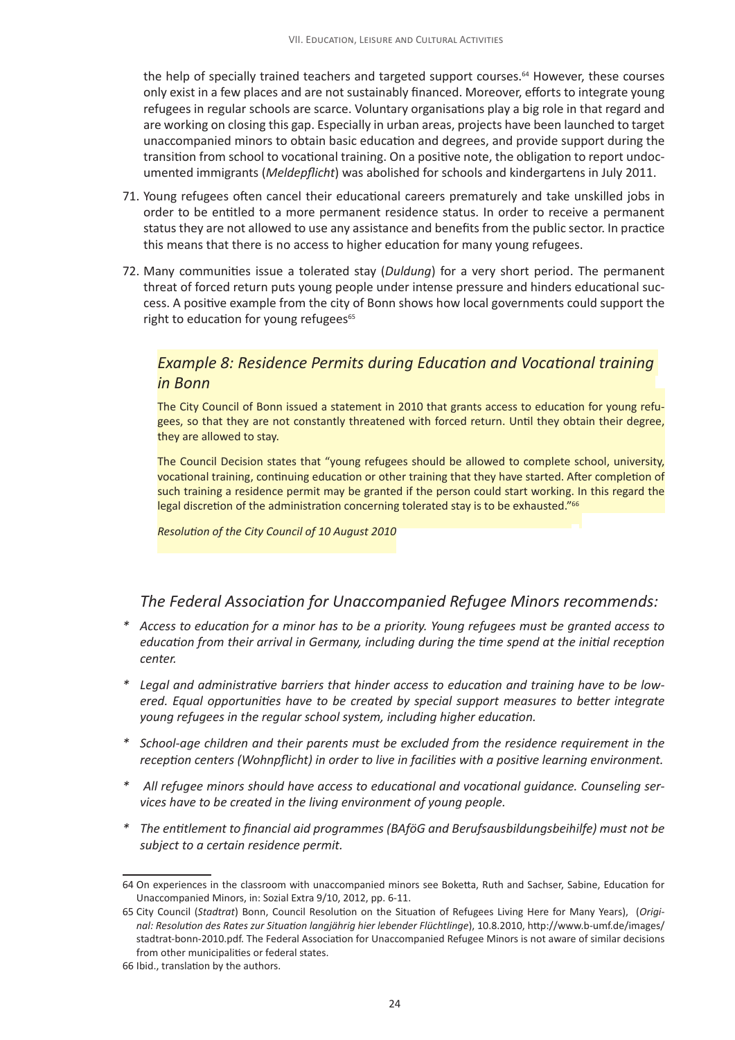the help of specially trained teachers and targeted support courses.[64] However, these courses only exist in a few places and are not sustainably financed. Moreover, efforts to integrate young refugees in regular schools are scarce. Voluntary organisations play a big role in that regard and are working on closing this gap. Especially in urban areas, projects have been launched to target unaccompanied minors to obtain basic education and degrees, and provide support during the transition from school to vocational training. On a positive note, the obligation to report undocumented immigrants (*Meldepflicht*) was abolished for schools and kindergartens in July 2011.

71. Young refugees often cancel their educational careers prematurely and take unskilled jobs in order to be entitled to a more permanent residence status. In order to receive a permanent status they are not allowed to use any assistance and benefits from the public sector. In practice this means that there is no access to higher education for many young refugees.

72. Many communities issue a tolerated stay (*Duldung*) for a very short period. The permanent threat of forced return puts young people under intense pressure and hinders educational success. A positive example from the city of Bonn shows how local governments could support the right to education for young refugees[65]

### *Example 8: Residence Permits during Education and Vocational training in Bonn*

The City Council of Bonn issued a statement in 2010 that grants access to education for young refugees, so that they are not constantly threatened with forced return. Until they obtain their degree, they are allowed to stay.

The Council Decision states that "young refugees should be allowed to complete school, university, vocational training, continuing education or other training that they have started. After completion of such training a residence permit may be granted if the person could start working. In this regard the legal discretion of the administration concerning tolerated stay is to be exhausted."[66]

*Resolution of the City Council of 10 August 2010*

### *The Federal Association for Unaccompanied Refugee Minors recommends:*

* *Access to education for a minor has to be a priority. Young refugees must be granted access to education from their arrival in Germany, including during the time spend at the initial reception center.*
* *Legal and administrative barriers that hinder access to education and training have to be lowered. Equal opportunities have to be created by special support measures to better integrate young refugees in the regular school system, including higher education.*
* *School-age children and their parents must be excluded from the residence requirement in the reception centers (Wohnpflicht) in order to live in facilities with a positive learning environment.*
* *All refugee minors should have access to educational and vocational guidance. Counseling services have to be created in the living environment of young people.*
* *The entitlement to financial aid programmes (BAföG and Berufsausbildungsbeihilfe) must not be subject to a certain residence permit.*

---

64 On experiences in the classroom with unaccompanied minors see Boketta, Ruth and Sachser, Sabine, Education for Unaccompanied Minors, in: Sozial Extra 9/10, 2012, pp. 6-11.

65 City Council (*Stadtrat*) Bonn, Council Resolution on the Situation of Refugees Living Here for Many Years), (*Original: Resolution des Rates zur Situation langjährig hier lebender Flüchtlinge*), 10.8.2010, http://www.b-umf.de/images/stadtrat-bonn-2010.pdf. The Federal Association for Unaccompanied Refugee Minors is not aware of similar decisions from other municipalities or federal states.

66 Ibid., translation by the authors.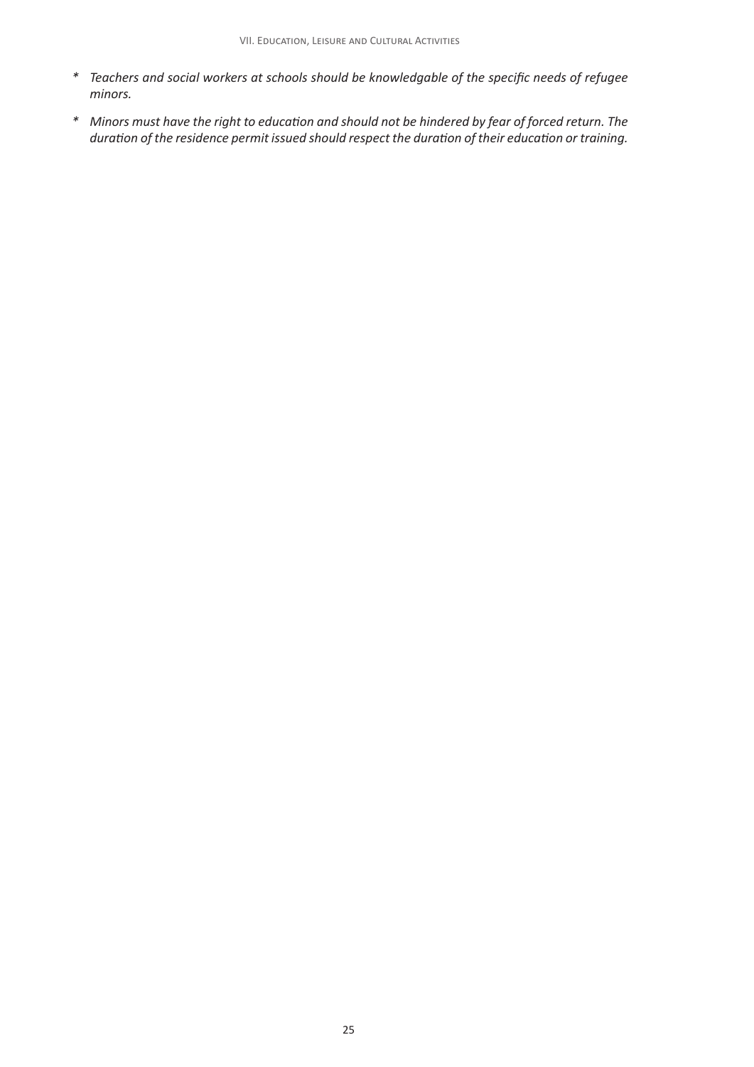* *Teachers and social workers at schools should be knowledgable of the specific needs of refugee minors.*

* *Minors must have the right to education and should not be hindered by fear of forced return. The duration of the residence permit issued should respect the duration of their education or training.*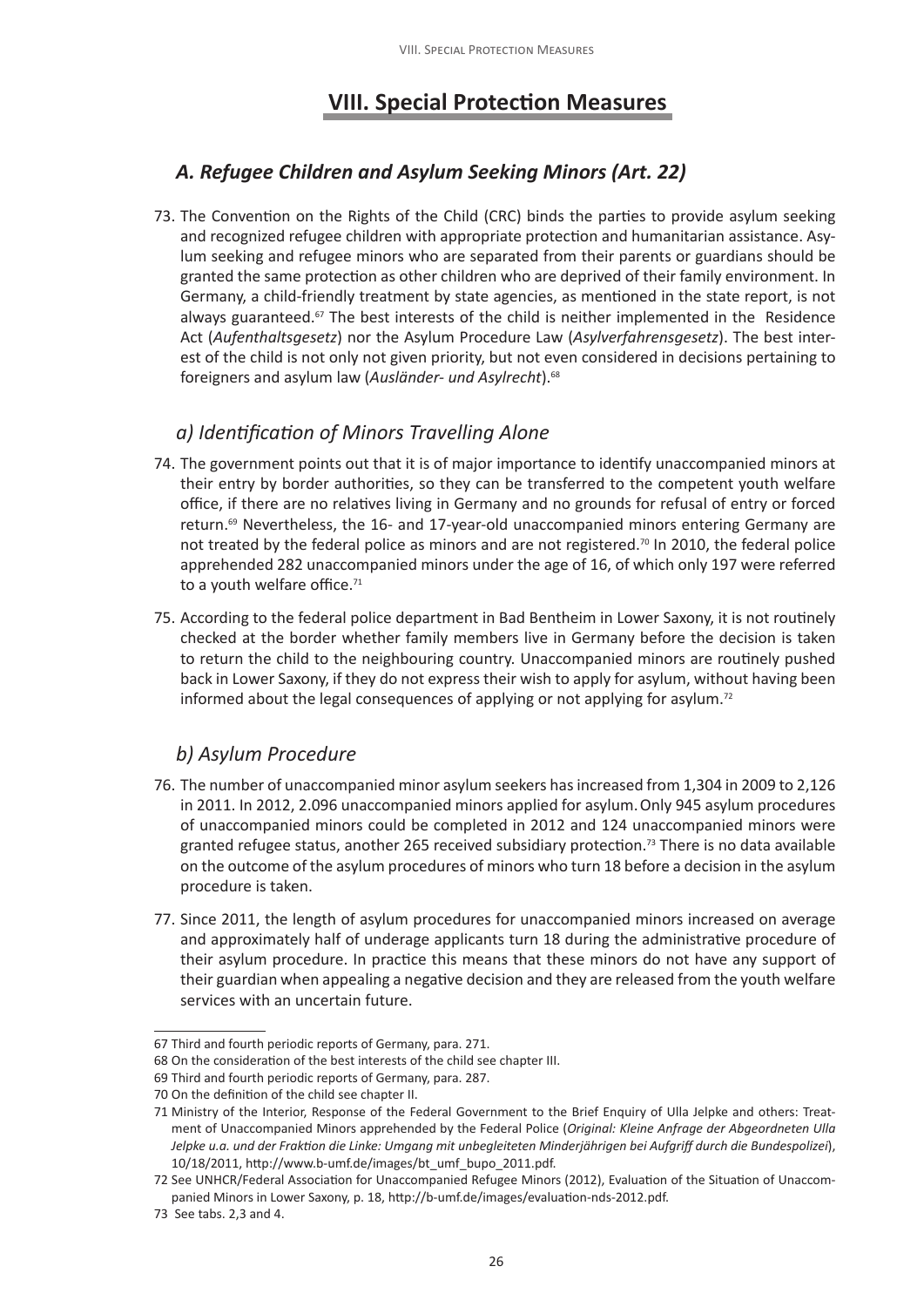# VIII. Special Protection Measures

## *A. Refugee Children and Asylum Seeking Minors (Art. 22)*

73. The Convention on the Rights of the Child (CRC) binds the parties to provide asylum seeking and recognized refugee children with appropriate protection and humanitarian assistance. Asylum seeking and refugee minors who are separated from their parents or guardians should be granted the same protection as other children who are deprived of their family environment. In Germany, a child-friendly treatment by state agencies, as mentioned in the state report, is not always guaranteed.[67] The best interests of the child is neither implemented in the Residence Act (*Aufenthaltsgesetz*) nor the Asylum Procedure Law (*Asylverfahrensgesetz*). The best interest of the child is not only not given priority, but not even considered in decisions pertaining to foreigners and asylum law (*Ausländer- und Asylrecht*).[68]

### *a) Identification of Minors Travelling Alone*

74. The government points out that it is of major importance to identify unaccompanied minors at their entry by border authorities, so they can be transferred to the competent youth welfare office, if there are no relatives living in Germany and no grounds for refusal of entry or forced return.[69] Nevertheless, the 16- and 17-year-old unaccompanied minors entering Germany are not treated by the federal police as minors and are not registered.[70] In 2010, the federal police apprehended 282 unaccompanied minors under the age of 16, of which only 197 were referred to a youth welfare office.[71]

75. According to the federal police department in Bad Bentheim in Lower Saxony, it is not routinely checked at the border whether family members live in Germany before the decision is taken to return the child to the neighbouring country. Unaccompanied minors are routinely pushed back in Lower Saxony, if they do not express their wish to apply for asylum, without having been informed about the legal consequences of applying or not applying for asylum.[72]

### *b) Asylum Procedure*

76. The number of unaccompanied minor asylum seekers has increased from 1,304 in 2009 to 2,126 in 2011. In 2012, 2.096 unaccompanied minors applied for asylum. Only 945 asylum procedures of unaccompanied minors could be completed in 2012 and 124 unaccompanied minors were granted refugee status, another 265 received subsidiary protection.[73] There is no data available on the outcome of the asylum procedures of minors who turn 18 before a decision in the asylum procedure is taken.

77. Since 2011, the length of asylum procedures for unaccompanied minors increased on average and approximately half of underage applicants turn 18 during the administrative procedure of their asylum procedure. In practice this means that these minors do not have any support of their guardian when appealing a negative decision and they are released from the youth welfare services with an uncertain future.

---

67 Third and fourth periodic reports of Germany, para. 271.

68 On the consideration of the best interests of the child see chapter III.

69 Third and fourth periodic reports of Germany, para. 287.

70 On the definition of the child see chapter II.

71 Ministry of the Interior, Response of the Federal Government to the Brief Enquiry of Ulla Jelpke and others: Treatment of Unaccompanied Minors apprehended by the Federal Police (*Original: Kleine Anfrage der Abgeordneten Ulla Jelpke u.a. und der Fraktion die Linke: Umgang mit unbegleiteten Minderjährigen bei Aufgriff durch die Bundespolizei*), 10/18/2011, http://www.b-umf.de/images/bt_umf_bupo_2011.pdf.

72 See UNHCR/Federal Association for Unaccompanied Refugee Minors (2012), Evaluation of the Situation of Unaccompanied Minors in Lower Saxony, p. 18, http://b-umf.de/images/evaluation-nds-2012.pdf.

73 See tabs. 2,3 and 4.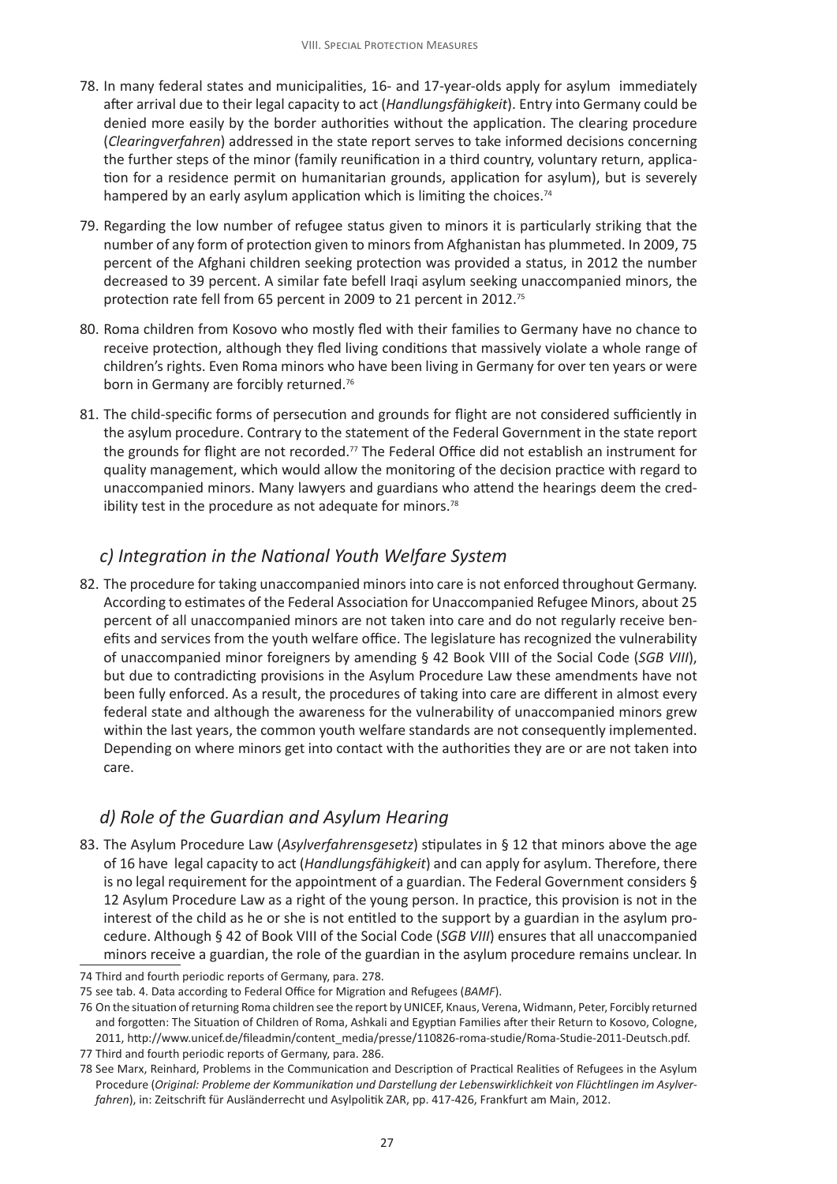78. In many federal states and municipalities, 16- and 17-year-olds apply for asylum immediately after arrival due to their legal capacity to act (*Handlungsfähigkeit*). Entry into Germany could be denied more easily by the border authorities without the application. The clearing procedure (*Clearingverfahren*) addressed in the state report serves to take informed decisions concerning the further steps of the minor (family reunification in a third country, voluntary return, application for a residence permit on humanitarian grounds, application for asylum), but is severely hampered by an early asylum application which is limiting the choices.[74]

79. Regarding the low number of refugee status given to minors it is particularly striking that the number of any form of protection given to minors from Afghanistan has plummeted. In 2009, 75 percent of the Afghani children seeking protection was provided a status, in 2012 the number decreased to 39 percent. A similar fate befell Iraqi asylum seeking unaccompanied minors, the protection rate fell from 65 percent in 2009 to 21 percent in 2012.[75]

80. Roma children from Kosovo who mostly fled with their families to Germany have no chance to receive protection, although they fled living conditions that massively violate a whole range of children's rights. Even Roma minors who have been living in Germany for over ten years or were born in Germany are forcibly returned.[76]

81. The child-specific forms of persecution and grounds for flight are not considered sufficiently in the asylum procedure. Contrary to the statement of the Federal Government in the state report the grounds for flight are not recorded.[77] The Federal Office did not establish an instrument for quality management, which would allow the monitoring of the decision practice with regard to unaccompanied minors. Many lawyers and guardians who attend the hearings deem the credibility test in the procedure as not adequate for minors.[78]

### *c) Integration in the National Youth Welfare System*

82. The procedure for taking unaccompanied minors into care is not enforced throughout Germany. According to estimates of the Federal Association for Unaccompanied Refugee Minors, about 25 percent of all unaccompanied minors are not taken into care and do not regularly receive benefits and services from the youth welfare office. The legislature has recognized the vulnerability of unaccompanied minor foreigners by amending § 42 Book VIII of the Social Code (*SGB VIII*), but due to contradicting provisions in the Asylum Procedure Law these amendments have not been fully enforced. As a result, the procedures of taking into care are different in almost every federal state and although the awareness for the vulnerability of unaccompanied minors grew within the last years, the common youth welfare standards are not consequently implemented. Depending on where minors get into contact with the authorities they are or are not taken into care.

### *d) Role of the Guardian and Asylum Hearing*

83. The Asylum Procedure Law (*Asylverfahrensgesetz*) stipulates in § 12 that minors above the age of 16 have legal capacity to act (*Handlungsfähigkeit*) and can apply for asylum. Therefore, there is no legal requirement for the appointment of a guardian. The Federal Government considers § 12 Asylum Procedure Law as a right of the young person. In practice, this provision is not in the interest of the child as he or she is not entitled to the support by a guardian in the asylum procedure. Although § 42 of Book VIII of the Social Code (*SGB VIII*) ensures that all unaccompanied minors receive a guardian, the role of the guardian in the asylum procedure remains unclear. In

---

74 Third and fourth periodic reports of Germany, para. 278.

75 see tab. 4. Data according to Federal Office for Migration and Refugees (*BAMF*).

76 On the situation of returning Roma children see the report by UNICEF, Knaus, Verena, Widmann, Peter, Forcibly returned and forgotten: The Situation of Children of Roma, Ashkali and Egyptian Families after their Return to Kosovo, Cologne, 2011, http://www.unicef.de/fileadmin/content_media/presse/110826-roma-studie/Roma-Studie-2011-Deutsch.pdf.

77 Third and fourth periodic reports of Germany, para. 286.

78 See Marx, Reinhard, Problems in the Communication and Description of Practical Realities of Refugees in the Asylum Procedure (*Original: Probleme der Kommunikation und Darstellung der Lebenswirklichkeit von Flüchtlingen im Asylverfahren*), in: Zeitschrift für Ausländerrecht und Asylpolitik ZAR, pp. 417-426, Frankfurt am Main, 2012.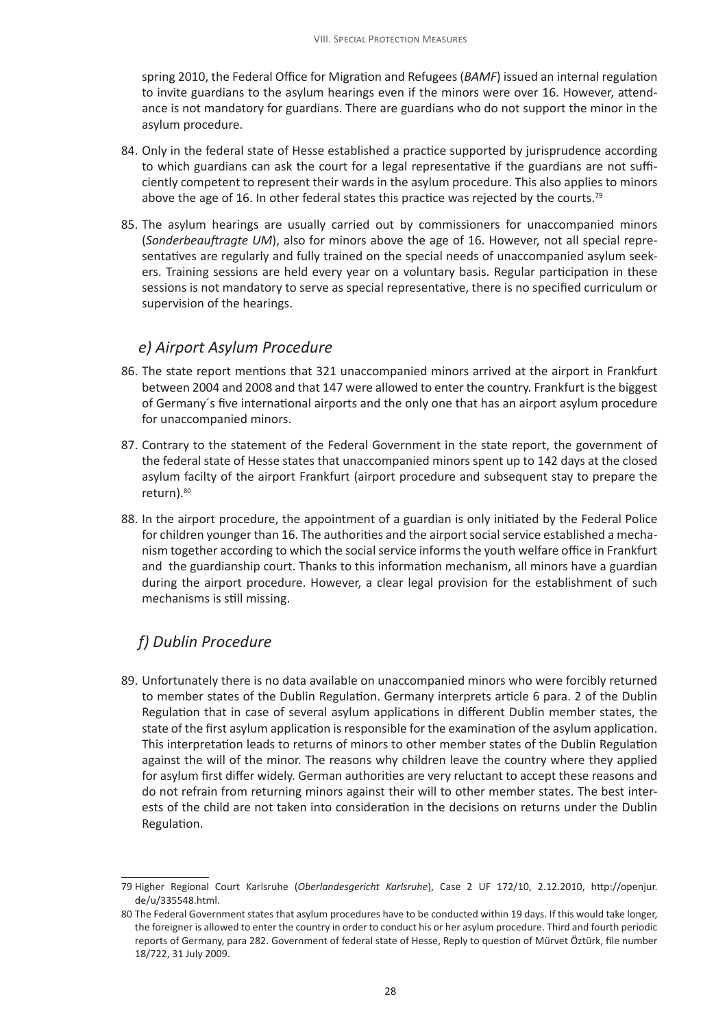spring 2010, the Federal Office for Migration and Refugees (*BAMF*) issued an internal regulation to invite guardians to the asylum hearings even if the minors were over 16. However, attendance is not mandatory for guardians. There are guardians who do not support the minor in the asylum procedure.

84. Only in the federal state of Hesse established a practice supported by jurisprudence according to which guardians can ask the court for a legal representative if the guardians are not sufficiently competent to represent their wards in the asylum procedure. This also applies to minors above the age of 16. In other federal states this practice was rejected by the courts.[79]

85. The asylum hearings are usually carried out by commissioners for unaccompanied minors (*Sonderbeauftragte UM*), also for minors above the age of 16. However, not all special representatives are regularly and fully trained on the special needs of unaccompanied asylum seekers. Training sessions are held every year on a voluntary basis. Regular participation in these sessions is not mandatory to serve as special representative, there is no specified curriculum or supervision of the hearings.

### *e) Airport Asylum Procedure*

86. The state report mentions that 321 unaccompanied minors arrived at the airport in Frankfurt between 2004 and 2008 and that 147 were allowed to enter the country. Frankfurt is the biggest of Germany´s five international airports and the only one that has an airport asylum procedure for unaccompanied minors.

87. Contrary to the statement of the Federal Government in the state report, the government of the federal state of Hesse states that unaccompanied minors spent up to 142 days at the closed asylum facilty of the airport Frankfurt (airport procedure and subsequent stay to prepare the return).[80]

88. In the airport procedure, the appointment of a guardian is only initiated by the Federal Police for children younger than 16. The authorities and the airport social service established a mechanism together according to which the social service informs the youth welfare office in Frankfurt and the guardianship court. Thanks to this information mechanism, all minors have a guardian during the airport procedure. However, a clear legal provision for the establishment of such mechanisms is still missing.

### *f) Dublin Procedure*

89. Unfortunately there is no data available on unaccompanied minors who were forcibly returned to member states of the Dublin Regulation. Germany interprets article 6 para. 2 of the Dublin Regulation that in case of several asylum applications in different Dublin member states, the state of the first asylum application is responsible for the examination of the asylum application. This interpretation leads to returns of minors to other member states of the Dublin Regulation against the will of the minor. The reasons why children leave the country where they applied for asylum first differ widely. German authorities are very reluctant to accept these reasons and do not refrain from returning minors against their will to other member states. The best interests of the child are not taken into consideration in the decisions on returns under the Dublin Regulation.

---

79 Higher Regional Court Karlsruhe (*Oberlandesgericht Karlsruhe*), Case 2 UF 172/10, 2.12.2010, http://openjur.de/u/335548.html.

80 The Federal Government states that asylum procedures have to be conducted within 19 days. If this would take longer, the foreigner is allowed to enter the country in order to conduct his or her asylum procedure. Third and fourth periodic reports of Germany, para 282. Government of federal state of Hesse, Reply to question of Mürvet Öztürk, file number 18/722, 31 July 2009.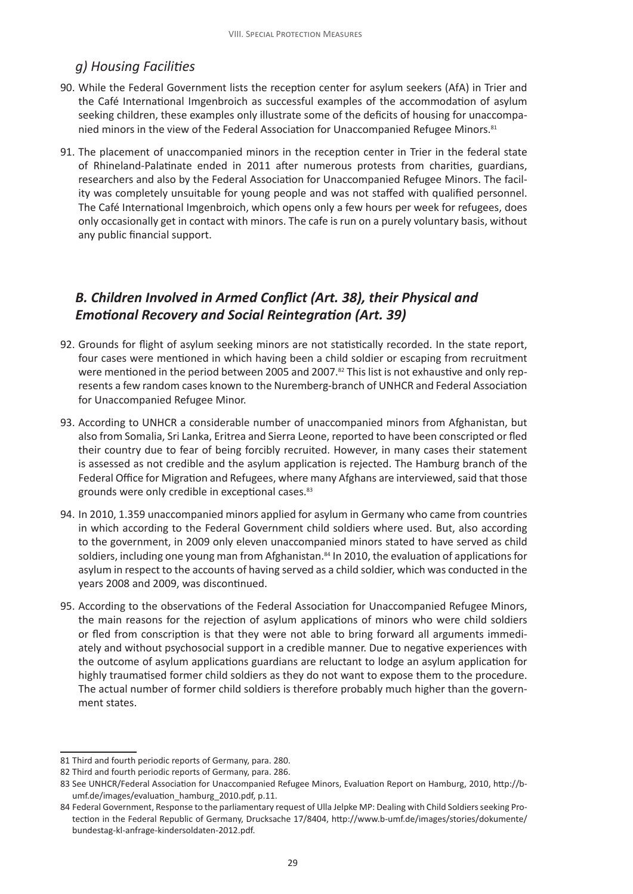### *g) Housing Facilities*

90. While the Federal Government lists the reception center for asylum seekers (AfA) in Trier and the Café International Imgenbroich as successful examples of the accommodation of asylum seeking children, these examples only illustrate some of the deficits of housing for unaccompanied minors in the view of the Federal Association for Unaccompanied Refugee Minors.[81]

91. The placement of unaccompanied minors in the reception center in Trier in the federal state of Rhineland-Palatinate ended in 2011 after numerous protests from charities, guardians, researchers and also by the Federal Association for Unaccompanied Refugee Minors. The facility was completely unsuitable for young people and was not staffed with qualified personnel. The Café International Imgenbroich, which opens only a few hours per week for refugees, does only occasionally get in contact with minors. The cafe is run on a purely voluntary basis, without any public financial support.

## *B. Children Involved in Armed Conflict (Art. 38), their Physical and Emotional Recovery and Social Reintegration (Art. 39)*

92. Grounds for flight of asylum seeking minors are not statistically recorded. In the state report, four cases were mentioned in which having been a child soldier or escaping from recruitment were mentioned in the period between 2005 and 2007.[82] This list is not exhaustive and only represents a few random cases known to the Nuremberg-branch of UNHCR and Federal Association for Unaccompanied Refugee Minor.

93. According to UNHCR a considerable number of unaccompanied minors from Afghanistan, but also from Somalia, Sri Lanka, Eritrea and Sierra Leone, reported to have been conscripted or fled their country due to fear of being forcibly recruited. However, in many cases their statement is assessed as not credible and the asylum application is rejected. The Hamburg branch of the Federal Office for Migration and Refugees, where many Afghans are interviewed, said that those grounds were only credible in exceptional cases.[83]

94. In 2010, 1.359 unaccompanied minors applied for asylum in Germany who came from countries in which according to the Federal Government child soldiers where used. But, also according to the government, in 2009 only eleven unaccompanied minors stated to have served as child soldiers, including one young man from Afghanistan.[84] In 2010, the evaluation of applications for asylum in respect to the accounts of having served as a child soldier, which was conducted in the years 2008 and 2009, was discontinued.

95. According to the observations of the Federal Association for Unaccompanied Refugee Minors, the main reasons for the rejection of asylum applications of minors who were child soldiers or fled from conscription is that they were not able to bring forward all arguments immediately and without psychosocial support in a credible manner. Due to negative experiences with the outcome of asylum applications guardians are reluctant to lodge an asylum application for highly traumatised former child soldiers as they do not want to expose them to the procedure. The actual number of former child soldiers is therefore probably much higher than the government states.

---

81 Third and fourth periodic reports of Germany, para. 280.

82 Third and fourth periodic reports of Germany, para. 286.

83 See UNHCR/Federal Association for Unaccompanied Refugee Minors, Evaluation Report on Hamburg, 2010, http://b-umf.de/images/evaluation_hamburg_2010.pdf, p.11.

84 Federal Government, Response to the parliamentary request of Ulla Jelpke MP: Dealing with Child Soldiers seeking Protection in the Federal Republic of Germany, Drucksache 17/8404, http://www.b-umf.de/images/stories/dokumente/bundestag-kl-anfrage-kindersoldaten-2012.pdf.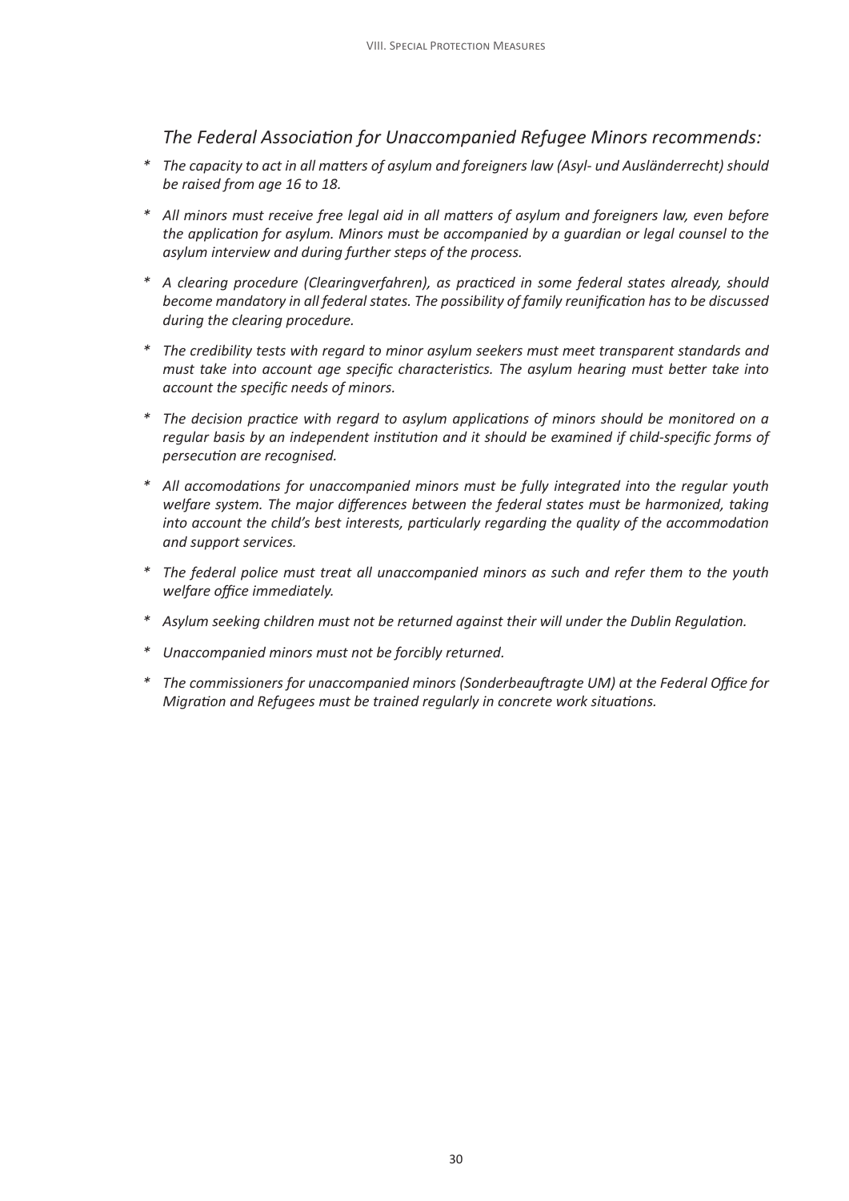*The Federal Association for Unaccompanied Refugee Minors recommends:*

* *The capacity to act in all matters of asylum and foreigners law (Asyl- und Ausländerrecht) should be raised from age 16 to 18.*

* *All minors must receive free legal aid in all matters of asylum and foreigners law, even before the application for asylum. Minors must be accompanied by a guardian or legal counsel to the asylum interview and during further steps of the process.*

* *A clearing procedure (Clearingverfahren), as practiced in some federal states already, should become mandatory in all federal states. The possibility of family reunification has to be discussed during the clearing procedure.*

* *The credibility tests with regard to minor asylum seekers must meet transparent standards and must take into account age specific characteristics. The asylum hearing must better take into account the specific needs of minors.*

* *The decision practice with regard to asylum applications of minors should be monitored on a regular basis by an independent institution and it should be examined if child-specific forms of persecution are recognised.*

* *All accomodations for unaccompanied minors must be fully integrated into the regular youth welfare system. The major differences between the federal states must be harmonized, taking into account the child's best interests, particularly regarding the quality of the accommodation and support services.*

* *The federal police must treat all unaccompanied minors as such and refer them to the youth welfare office immediately.*

* *Asylum seeking children must not be returned against their will under the Dublin Regulation.*

* *Unaccompanied minors must not be forcibly returned.*

* *The commissioners for unaccompanied minors (Sonderbeauftragte UM) at the Federal Office for Migration and Refugees must be trained regularly in concrete work situations.*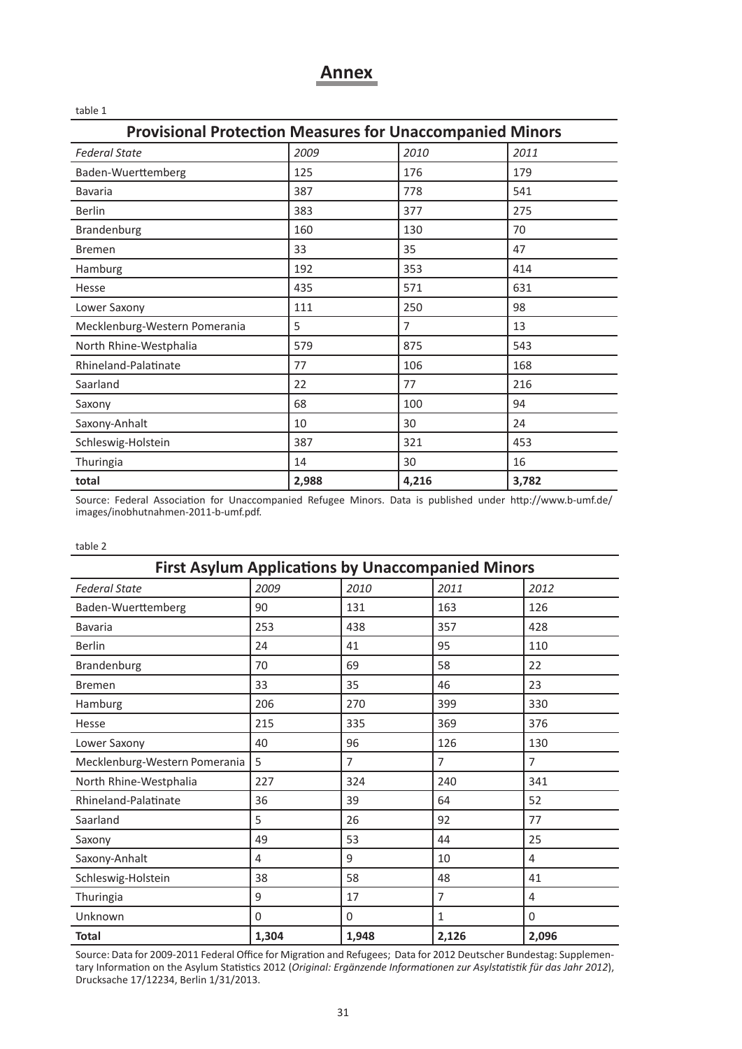# Annex

table 1

| Provisional Protection Measures for Unaccompanied Minors | | | |
|---|---|---|---|
| *Federal State* | *2009* | *2010* | *2011* |
| Baden-Wuerttemberg | 125 | 176 | 179 |
| Bavaria | 387 | 778 | 541 |
| Berlin | 383 | 377 | 275 |
| Brandenburg | 160 | 130 | 70 |
| Bremen | 33 | 35 | 47 |
| Hamburg | 192 | 353 | 414 |
| Hesse | 435 | 571 | 631 |
| Lower Saxony | 111 | 250 | 98 |
| Mecklenburg-Western Pomerania | 5 | 7 | 13 |
| North Rhine-Westphalia | 579 | 875 | 543 |
| Rhineland-Palatinate | 77 | 106 | 168 |
| Saarland | 22 | 77 | 216 |
| Saxony | 68 | 100 | 94 |
| Saxony-Anhalt | 10 | 30 | 24 |
| Schleswig-Holstein | 387 | 321 | 453 |
| Thuringia | 14 | 30 | 16 |
| **total** | **2,988** | **4,216** | **3,782** |

Source: Federal Association for Unaccompanied Refugee Minors. Data is published under http://www.b-umf.de/images/inobhutnahmen-2011-b-umf.pdf.

table 2

| First Asylum Applications by Unaccompanied Minors | | | | |
|---|---|---|---|---|
| *Federal State* | *2009* | *2010* | *2011* | *2012* |
| Baden-Wuerttemberg | 90 | 131 | 163 | 126 |
| Bavaria | 253 | 438 | 357 | 428 |
| Berlin | 24 | 41 | 95 | 110 |
| Brandenburg | 70 | 69 | 58 | 22 |
| Bremen | 33 | 35 | 46 | 23 |
| Hamburg | 206 | 270 | 399 | 330 |
| Hesse | 215 | 335 | 369 | 376 |
| Lower Saxony | 40 | 96 | 126 | 130 |
| Mecklenburg-Western Pomerania | 5 | 7 | 7 | 7 |
| North Rhine-Westphalia | 227 | 324 | 240 | 341 |
| Rhineland-Palatinate | 36 | 39 | 64 | 52 |
| Saarland | 5 | 26 | 92 | 77 |
| Saxony | 49 | 53 | 44 | 25 |
| Saxony-Anhalt | 4 | 9 | 10 | 4 |
| Schleswig-Holstein | 38 | 58 | 48 | 41 |
| Thuringia | 9 | 17 | 7 | 4 |
| Unknown | 0 | 0 | 1 | 0 |
| **Total** | **1,304** | **1,948** | **2,126** | **2,096** |

Source: Data for 2009-2011 Federal Office for Migration and Refugees; Data for 2012 Deutscher Bundestag: Supplementary Information on the Asylum Statistics 2012 (*Original: Ergänzende Informationen zur Asylstatistik für das Jahr 2012*), Drucksache 17/12234, Berlin 1/31/2013.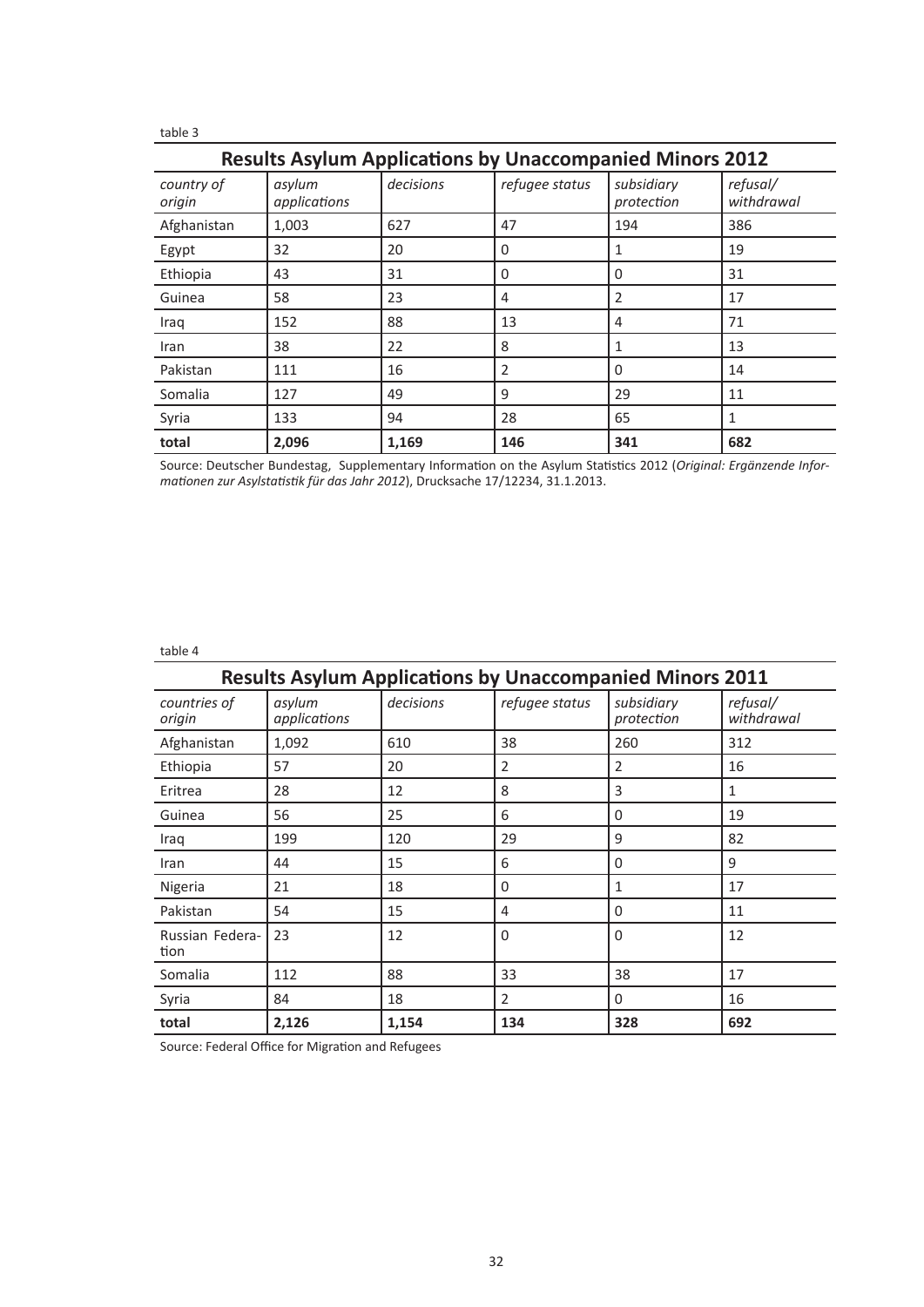table 3

| Results Asylum Applications by Unaccompanied Minors 2012 | | | | | |
|---|---|---|---|---|---|
| *country of origin* | *asylum applications* | *decisions* | *refugee status* | *subsidiary protection* | *refusal/ withdrawal* |
| Afghanistan | 1,003 | 627 | 47 | 194 | 386 |
| Egypt | 32 | 20 | 0 | 1 | 19 |
| Ethiopia | 43 | 31 | 0 | 0 | 31 |
| Guinea | 58 | 23 | 4 | 2 | 17 |
| Iraq | 152 | 88 | 13 | 4 | 71 |
| Iran | 38 | 22 | 8 | 1 | 13 |
| Pakistan | 111 | 16 | 2 | 0 | 14 |
| Somalia | 127 | 49 | 9 | 29 | 11 |
| Syria | 133 | 94 | 28 | 65 | 1 |
| **total** | **2,096** | **1,169** | **146** | **341** | **682** |

Source: Deutscher Bundestag, Supplementary Information on the Asylum Statistics 2012 (*Original: Ergänzende Informationen zur Asylstatistik für das Jahr 2012*), Drucksache 17/12234, 31.1.2013.

table 4

| Results Asylum Applications by Unaccompanied Minors 2011 | | | | | |
|---|---|---|---|---|---|
| *countries of origin* | *asylum applications* | *decisions* | *refugee status* | *subsidiary protection* | *refusal/ withdrawal* |
| Afghanistan | 1,092 | 610 | 38 | 260 | 312 |
| Ethiopia | 57 | 20 | 2 | 2 | 16 |
| Eritrea | 28 | 12 | 8 | 3 | 1 |
| Guinea | 56 | 25 | 6 | 0 | 19 |
| Iraq | 199 | 120 | 29 | 9 | 82 |
| Iran | 44 | 15 | 6 | 0 | 9 |
| Nigeria | 21 | 18 | 0 | 1 | 17 |
| Pakistan | 54 | 15 | 4 | 0 | 11 |
| Russian Federation | 23 | 12 | 0 | 0 | 12 |
| Somalia | 112 | 88 | 33 | 38 | 17 |
| Syria | 84 | 18 | 2 | 0 | 16 |
| **total** | **2,126** | **1,154** | **134** | **328** | **692** |

Source: Federal Office for Migration and Refugees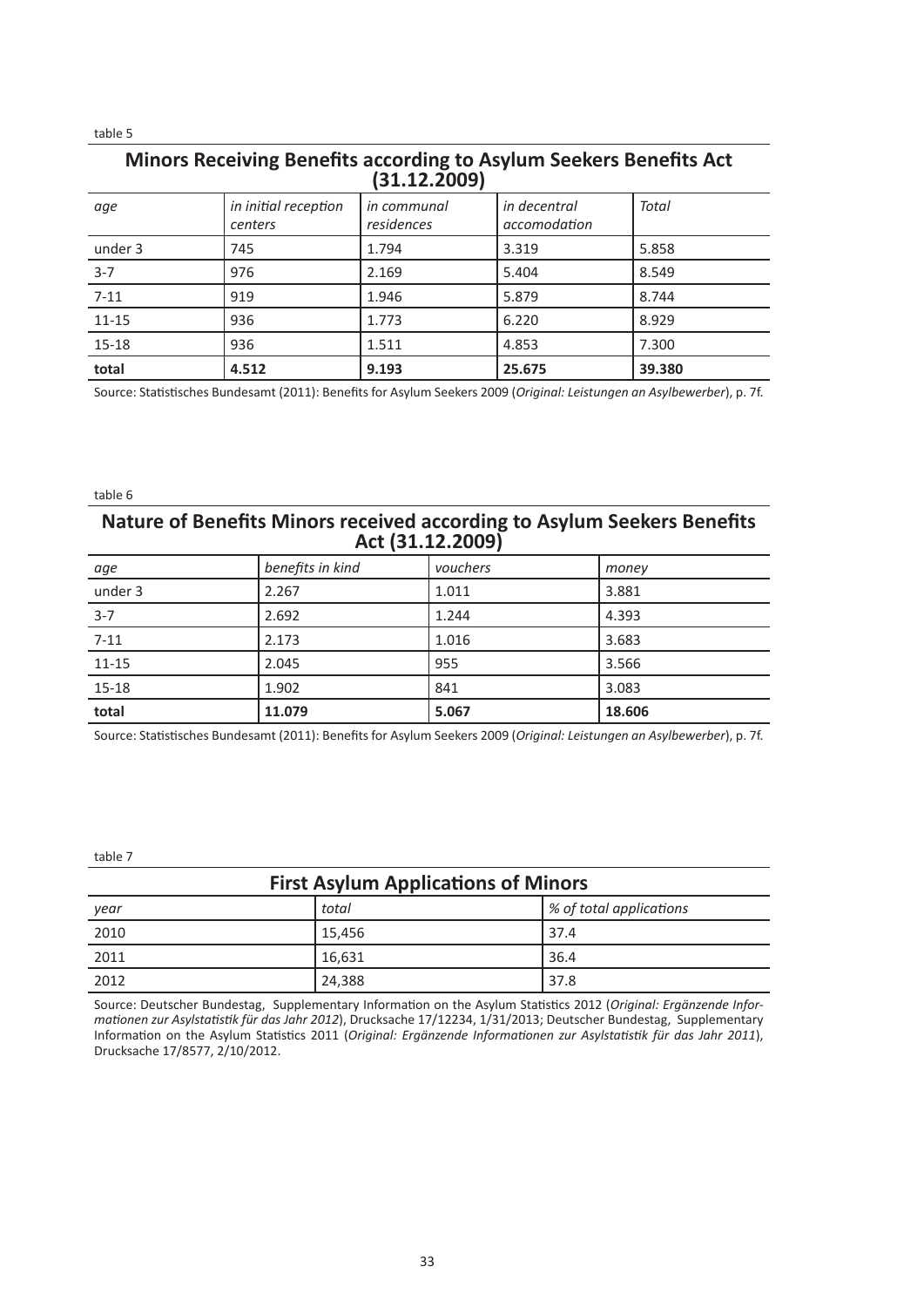table 5

### Minors Receiving Benefits according to Asylum Seekers Benefits Act (31.12.2009)

| *age* | *in initial reception centers* | *in communal residences* | *in decentral accomodation* | *Total* |
|---|---|---|---|---|
| under 3 | 745 | 1.794 | 3.319 | 5.858 |
| 3-7 | 976 | 2.169 | 5.404 | 8.549 |
| 7-11 | 919 | 1.946 | 5.879 | 8.744 |
| 11-15 | 936 | 1.773 | 6.220 | 8.929 |
| 15-18 | 936 | 1.511 | 4.853 | 7.300 |
| **total** | **4.512** | **9.193** | **25.675** | **39.380** |

Source: Statistisches Bundesamt (2011): Benefits for Asylum Seekers 2009 (*Original: Leistungen an Asylbewerber*), p. 7f.

table 6

### Nature of Benefits Minors received according to Asylum Seekers Benefits Act (31.12.2009)

| *age* | *benefits in kind* | *vouchers* | *money* |
|---|---|---|---|
| under 3 | 2.267 | 1.011 | 3.881 |
| 3-7 | 2.692 | 1.244 | 4.393 |
| 7-11 | 2.173 | 1.016 | 3.683 |
| 11-15 | 2.045 | 955 | 3.566 |
| 15-18 | 1.902 | 841 | 3.083 |
| **total** | **11.079** | **5.067** | **18.606** |

Source: Statistisches Bundesamt (2011): Benefits for Asylum Seekers 2009 (*Original: Leistungen an Asylbewerber*), p. 7f.

table 7

### First Asylum Applications of Minors

| *year* | *total* | *% of total applications* |
|---|---|---|
| 2010 | 15,456 | 37.4 |
| 2011 | 16,631 | 36.4 |
| 2012 | 24,388 | 37.8 |

Source: Deutscher Bundestag, Supplementary Information on the Asylum Statistics 2012 (*Original: Ergänzende Informationen zur Asylstatistik für das Jahr 2012*), Drucksache 17/12234, 1/31/2013; Deutscher Bundestag, Supplementary Information on the Asylum Statistics 2011 (*Original: Ergänzende Informationen zur Asylstatistik für das Jahr 2011*), Drucksache 17/8577, 2/10/2012.